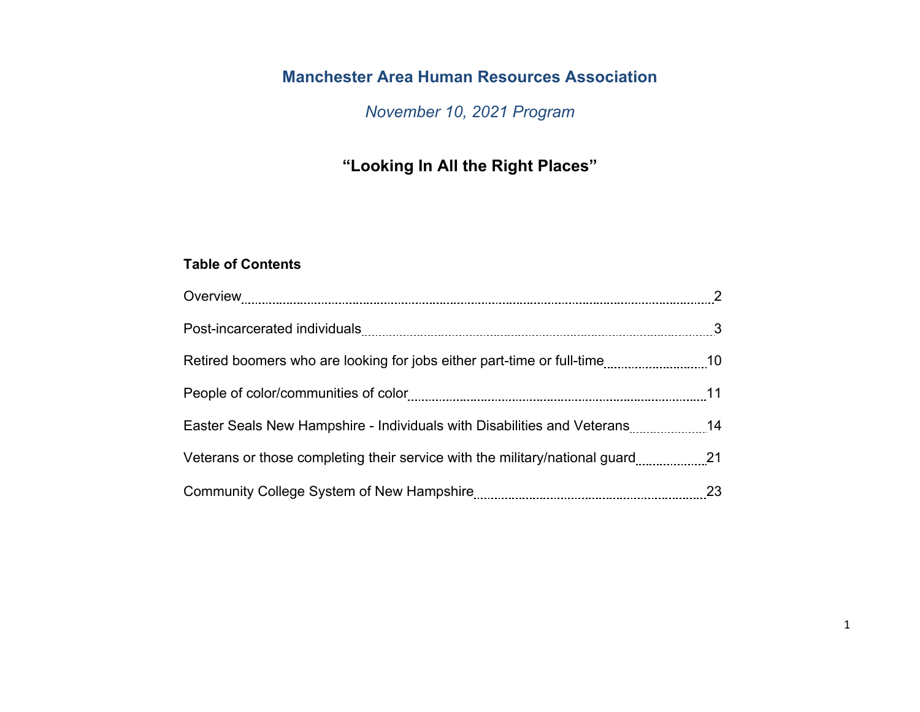# Manchester Area Human Resources Association

*November 10, 2021 Program*

## "Looking In All the Right Places"

**Table of Contents**

| Section | Page |
|---|---|
| Overview | 2 |
| Post-incarcerated individuals | 3 |
| Retired boomers who are looking for jobs either part-time or full-time | 10 |
| People of color/communities of color | 11 |
| Easter Seals New Hampshire - Individuals with Disabilities and Veterans | 14 |
| Veterans or those completing their service with the military/national guard | 21 |
| Community College System of New Hampshire | 23 |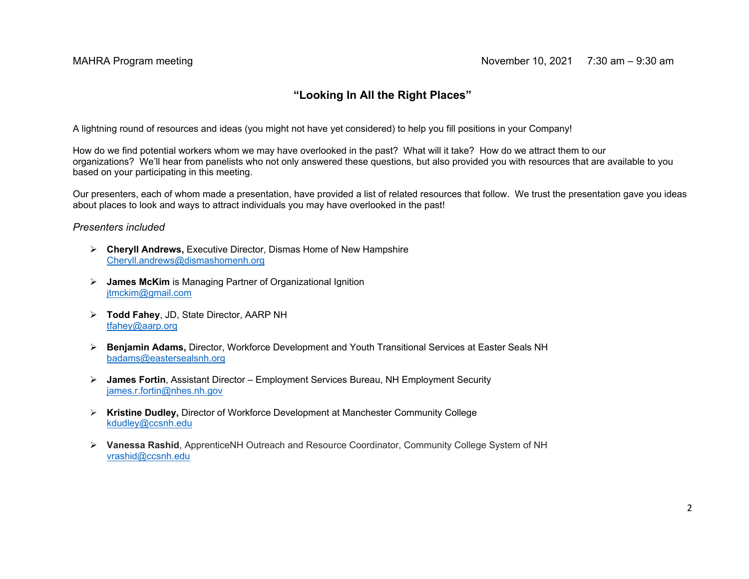MAHRA Program meeting November 10, 2021 7:30 am – 9:30 am

## "Looking In All the Right Places"

A lightning round of resources and ideas (you might not have yet considered) to help you fill positions in your Company!

How do we find potential workers whom we may have overlooked in the past? What will it take? How do we attract them to our organizations? We'll hear from panelists who not only answered these questions, but also provided you with resources that are available to you based on your participating in this meeting.

Our presenters, each of whom made a presentation, have provided a list of related resources that follow. We trust the presentation gave you ideas about places to look and ways to attract individuals you may have overlooked in the past!

*Presenters included*

- **Cheryll Andrews,** Executive Director, Dismas Home of New Hampshire
  Cheryll.andrews@dismashomenh.org

- **James McKim** is Managing Partner of Organizational Ignition
  jtmckim@gmail.com

- **Todd Fahey**, JD, State Director, AARP NH
  tfahey@aarp.org

- **Benjamin Adams,** Director, Workforce Development and Youth Transitional Services at Easter Seals NH
  badams@eastersealsnh.org

- **James Fortin**, Assistant Director – Employment Services Bureau, NH Employment Security
  james.r.fortin@nhes.nh.gov

- **Kristine Dudley,** Director of Workforce Development at Manchester Community College
  kdudley@ccsnh.edu

- **Vanessa Rashid**, ApprenticeNH Outreach and Resource Coordinator, Community College System of NH
  vrashid@ccsnh.edu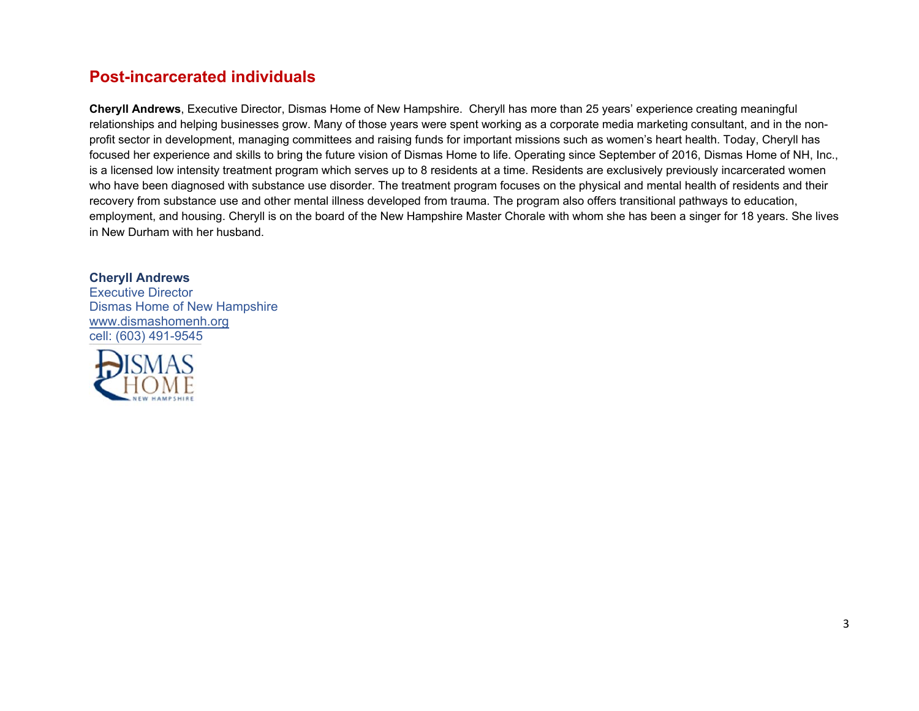## Post-incarcerated individuals

**Cheryll Andrews**, Executive Director, Dismas Home of New Hampshire. Cheryll has more than 25 years' experience creating meaningful relationships and helping businesses grow. Many of those years were spent working as a corporate media marketing consultant, and in the non-profit sector in development, managing committees and raising funds for important missions such as women's heart health. Today, Cheryll has focused her experience and skills to bring the future vision of Dismas Home to life. Operating since September of 2016, Dismas Home of NH, Inc., is a licensed low intensity treatment program which serves up to 8 residents at a time. Residents are exclusively previously incarcerated women who have been diagnosed with substance use disorder. The treatment program focuses on the physical and mental health of residents and their recovery from substance use and other mental illness developed from trauma. The program also offers transitional pathways to education, employment, and housing. Cheryll is on the board of the New Hampshire Master Chorale with whom she has been a singer for 18 years. She lives in New Durham with her husband.

**Cheryll Andrews**
Executive Director
Dismas Home of New Hampshire
www.dismashomenh.org
cell: (603) 491-9545

DISMAS HOME
NEW HAMPSHIRE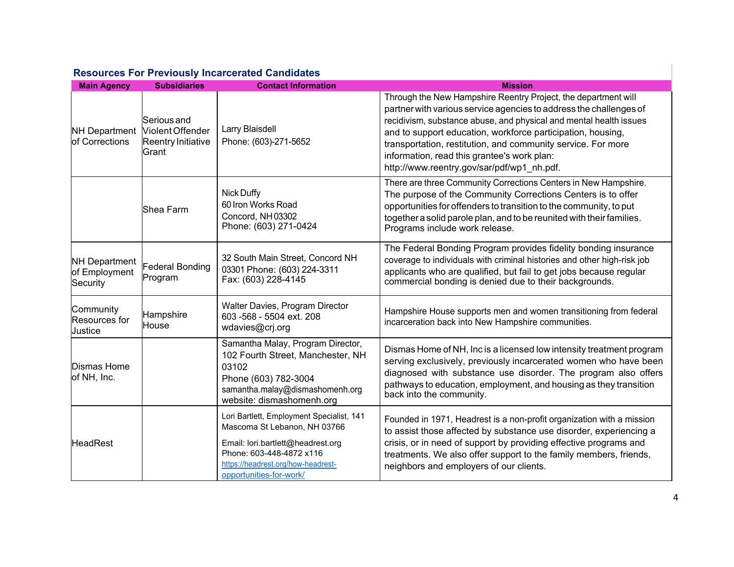### Resources For Previously Incarcerated Candidates

| Main Agency | Subsidiaries | Contact Information | Mission |
|---|---|---|---|
| NH Department of Corrections | Serious and Violent Offender Reentry Initiative Grant | Larry Blaisdell<br>Phone: (603)-271-5652 | Through the New Hampshire Reentry Project, the department will partner with various service agencies to address the challenges of recidivism, substance abuse, and physical and mental health issues and to support education, workforce participation, housing, transportation, restitution, and community service. For more information, read this grantee's work plan: http://www.reentry.gov/sar/pdf/wp1_nh.pdf. |
| | Shea Farm | Nick Duffy<br>60 Iron Works Road<br>Concord, NH 03302<br>Phone: (603) 271-0424 | There are three Community Corrections Centers in New Hampshire. The purpose of the Community Corrections Centers is to offer opportunities for offenders to transition to the community, to put together a solid parole plan, and to be reunited with their families. Programs include work release. |
| NH Department of Employment Security | Federal Bonding Program | 32 South Main Street, Concord NH 03301 Phone: (603) 224-3311<br>Fax: (603) 228-4145 | The Federal Bonding Program provides fidelity bonding insurance coverage to individuals with criminal histories and other high-risk job applicants who are qualified, but fail to get jobs because regular commercial bonding is denied due to their backgrounds. |
| Community Resources for Justice | Hampshire House | Walter Davies, Program Director<br>603 -568 - 5504 ext. 208<br>wdavies@crj.org | Hampshire House supports men and women transitioning from federal incarceration back into New Hampshire communities. |
| Dismas Home of NH, Inc. | | Samantha Malay, Program Director, 102 Fourth Street, Manchester, NH 03102<br>Phone (603) 782-3004<br>samantha.malay@dismashomenh.org<br>website: dismashomenh.org | Dismas Home of NH, Inc is a licensed low intensity treatment program serving exclusively, previously incarcerated women who have been diagnosed with substance use disorder. The program also offers pathways to education, employment, and housing as they transition back into the community. |
| HeadRest | | Lori Bartlett, Employment Specialist, 141 Mascoma St Lebanon, NH 03766<br>Email: lori.bartlett@headrest.org<br>Phone: 603-448-4872 x116<br>https://headrest.org/how-headrest-opportunities-for-work/ | Founded in 1971, Headrest is a non-profit organization with a mission to assist those affected by substance use disorder, experiencing a crisis, or in need of support by providing effective programs and treatments. We also offer support to the family members, friends, neighbors and employers of our clients. |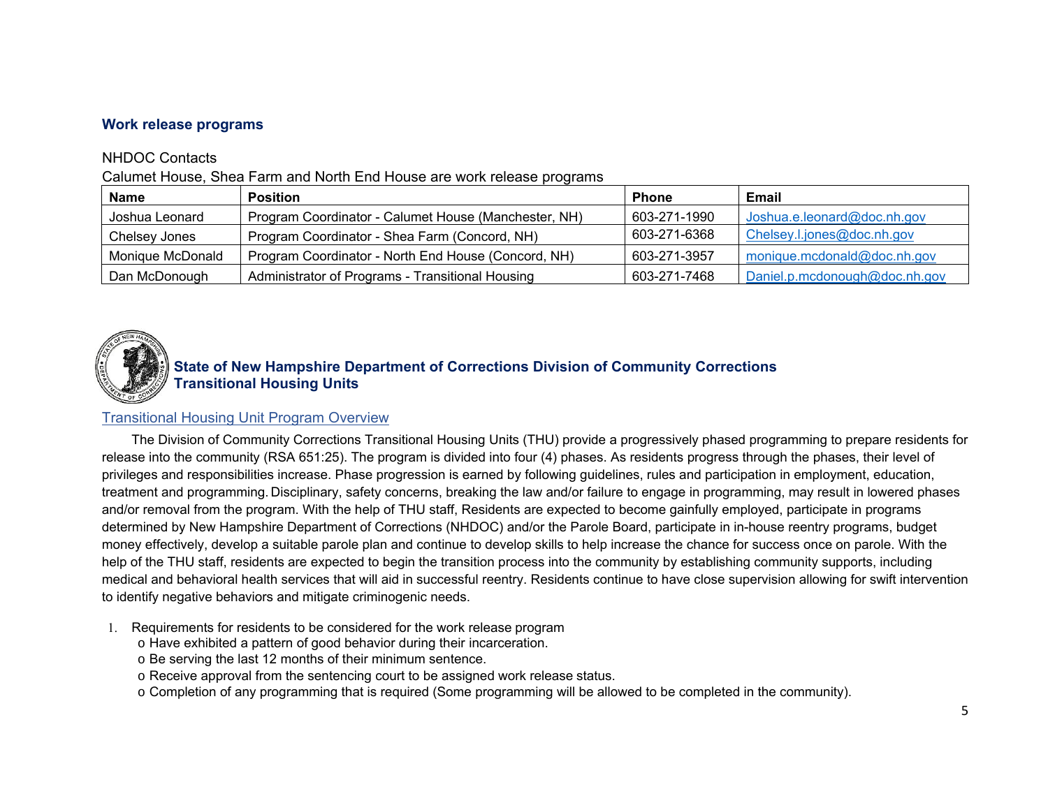### Work release programs

NHDOC Contacts

Calumet House, Shea Farm and North End House are work release programs

| Name | Position | Phone | Email |
| --- | --- | --- | --- |
| Joshua Leonard | Program Coordinator - Calumet House (Manchester, NH) | 603-271-1990 | Joshua.e.leonard@doc.nh.gov |
| Chelsey Jones | Program Coordinator - Shea Farm (Concord, NH) | 603-271-6368 | Chelsey.l.jones@doc.nh.gov |
| Monique McDonald | Program Coordinator - North End House (Concord, NH) | 603-271-3957 | monique.mcdonald@doc.nh.gov |
| Dan McDonough | Administrator of Programs - Transitional Housing | 603-271-7468 | Daniel.p.mcdonough@doc.nh.gov |

### State of New Hampshire Department of Corrections Division of Community Corrections Transitional Housing Units

Transitional Housing Unit Program Overview

The Division of Community Corrections Transitional Housing Units (THU) provide a progressively phased programming to prepare residents for release into the community (RSA 651:25). The program is divided into four (4) phases. As residents progress through the phases, their level of privileges and responsibilities increase. Phase progression is earned by following guidelines, rules and participation in employment, education, treatment and programming. Disciplinary, safety concerns, breaking the law and/or failure to engage in programming, may result in lowered phases and/or removal from the program. With the help of THU staff, Residents are expected to become gainfully employed, participate in programs determined by New Hampshire Department of Corrections (NHDOC) and/or the Parole Board, participate in in-house reentry programs, budget money effectively, develop a suitable parole plan and continue to develop skills to help increase the chance for success once on parole. With the help of the THU staff, residents are expected to begin the transition process into the community by establishing community supports, including medical and behavioral health services that will aid in successful reentry. Residents continue to have close supervision allowing for swift intervention to identify negative behaviors and mitigate criminogenic needs.

1. Requirements for residents to be considered for the work release program
   - Have exhibited a pattern of good behavior during their incarceration.
   - Be serving the last 12 months of their minimum sentence.
   - Receive approval from the sentencing court to be assigned work release status.
   - Completion of any programming that is required (Some programming will be allowed to be completed in the community).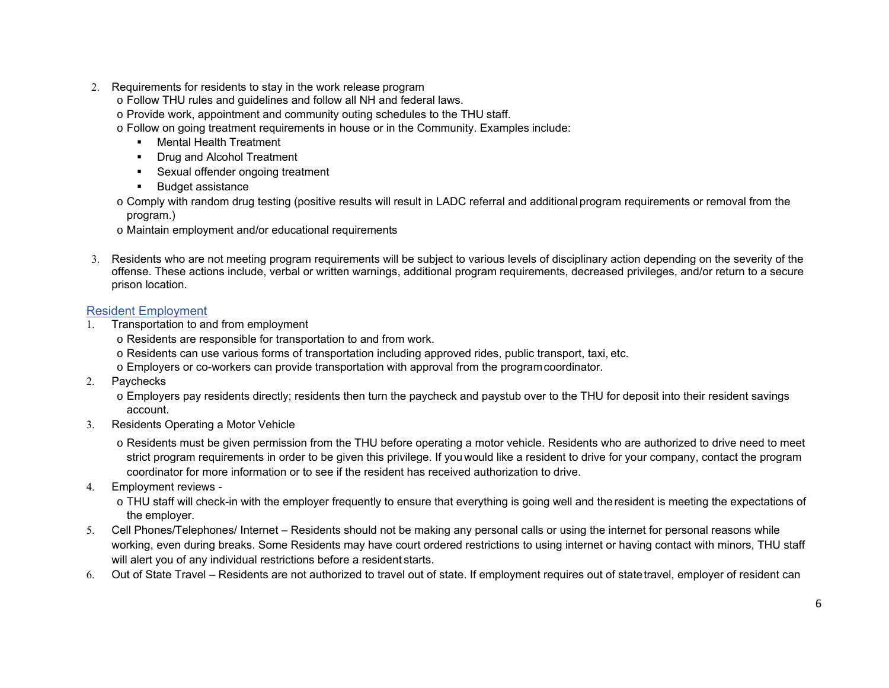2. Requirements for residents to stay in the work release program
   - Follow THU rules and guidelines and follow all NH and federal laws.
   - Provide work, appointment and community outing schedules to the THU staff.
   - Follow on going treatment requirements in house or in the Community. Examples include:
     - Mental Health Treatment
     - Drug and Alcohol Treatment
     - Sexual offender ongoing treatment
     - Budget assistance
   - Comply with random drug testing (positive results will result in LADC referral and additional program requirements or removal from the program.)
   - Maintain employment and/or educational requirements

3. Residents who are not meeting program requirements will be subject to various levels of disciplinary action depending on the severity of the offense. These actions include, verbal or written warnings, additional program requirements, decreased privileges, and/or return to a secure prison location.

## Resident Employment

1. Transportation to and from employment
   - Residents are responsible for transportation to and from work.
   - Residents can use various forms of transportation including approved rides, public transport, taxi, etc.
   - Employers or co-workers can provide transportation with approval from the program coordinator.
2. Paychecks
   - Employers pay residents directly; residents then turn the paycheck and paystub over to the THU for deposit into their resident savings account.
3. Residents Operating a Motor Vehicle
   - Residents must be given permission from the THU before operating a motor vehicle. Residents who are authorized to drive need to meet strict program requirements in order to be given this privilege. If you would like a resident to drive for your company, contact the program coordinator for more information or to see if the resident has received authorization to drive.
4. Employment reviews -
   - THU staff will check-in with the employer frequently to ensure that everything is going well and the resident is meeting the expectations of the employer.
5. Cell Phones/Telephones/ Internet – Residents should not be making any personal calls or using the internet for personal reasons while working, even during breaks. Some Residents may have court ordered restrictions to using internet or having contact with minors, THU staff will alert you of any individual restrictions before a resident starts.
6. Out of State Travel – Residents are not authorized to travel out of state. If employment requires out of state travel, employer of resident can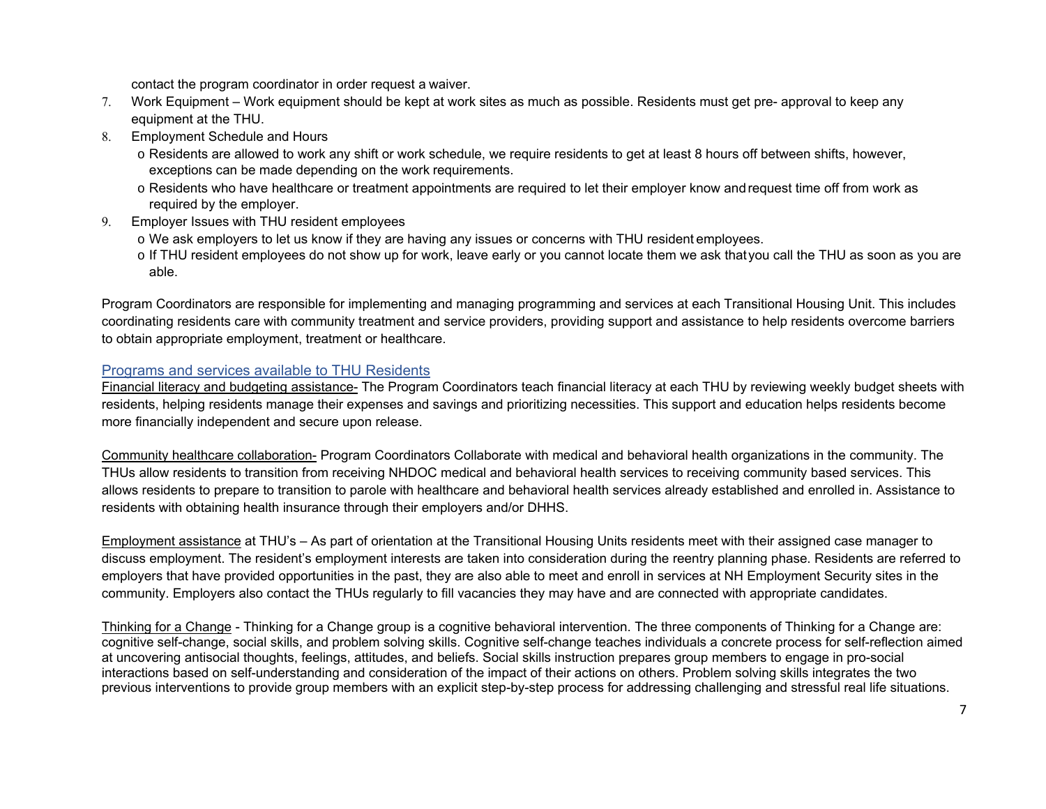contact the program coordinator in order request a waiver.

7. Work Equipment – Work equipment should be kept at work sites as much as possible. Residents must get pre- approval to keep any equipment at the THU.
8. Employment Schedule and Hours
   - Residents are allowed to work any shift or work schedule, we require residents to get at least 8 hours off between shifts, however, exceptions can be made depending on the work requirements.
   - Residents who have healthcare or treatment appointments are required to let their employer know and request time off from work as required by the employer.
9. Employer Issues with THU resident employees
   - We ask employers to let us know if they are having any issues or concerns with THU resident employees.
   - If THU resident employees do not show up for work, leave early or you cannot locate them we ask that you call the THU as soon as you are able.

Program Coordinators are responsible for implementing and managing programming and services at each Transitional Housing Unit. This includes coordinating residents care with community treatment and service providers, providing support and assistance to help residents overcome barriers to obtain appropriate employment, treatment or healthcare.

## Programs and services available to THU Residents

Financial literacy and budgeting assistance- The Program Coordinators teach financial literacy at each THU by reviewing weekly budget sheets with residents, helping residents manage their expenses and savings and prioritizing necessities. This support and education helps residents become more financially independent and secure upon release.

Community healthcare collaboration- Program Coordinators Collaborate with medical and behavioral health organizations in the community. The THUs allow residents to transition from receiving NHDOC medical and behavioral health services to receiving community based services. This allows residents to prepare to transition to parole with healthcare and behavioral health services already established and enrolled in. Assistance to residents with obtaining health insurance through their employers and/or DHHS.

Employment assistance at THU's – As part of orientation at the Transitional Housing Units residents meet with their assigned case manager to discuss employment. The resident's employment interests are taken into consideration during the reentry planning phase. Residents are referred to employers that have provided opportunities in the past, they are also able to meet and enroll in services at NH Employment Security sites in the community. Employers also contact the THUs regularly to fill vacancies they may have and are connected with appropriate candidates.

Thinking for a Change - Thinking for a Change group is a cognitive behavioral intervention. The three components of Thinking for a Change are: cognitive self-change, social skills, and problem solving skills. Cognitive self-change teaches individuals a concrete process for self-reflection aimed at uncovering antisocial thoughts, feelings, attitudes, and beliefs. Social skills instruction prepares group members to engage in pro-social interactions based on self-understanding and consideration of the impact of their actions on others. Problem solving skills integrates the two previous interventions to provide group members with an explicit step-by-step process for addressing challenging and stressful real life situations.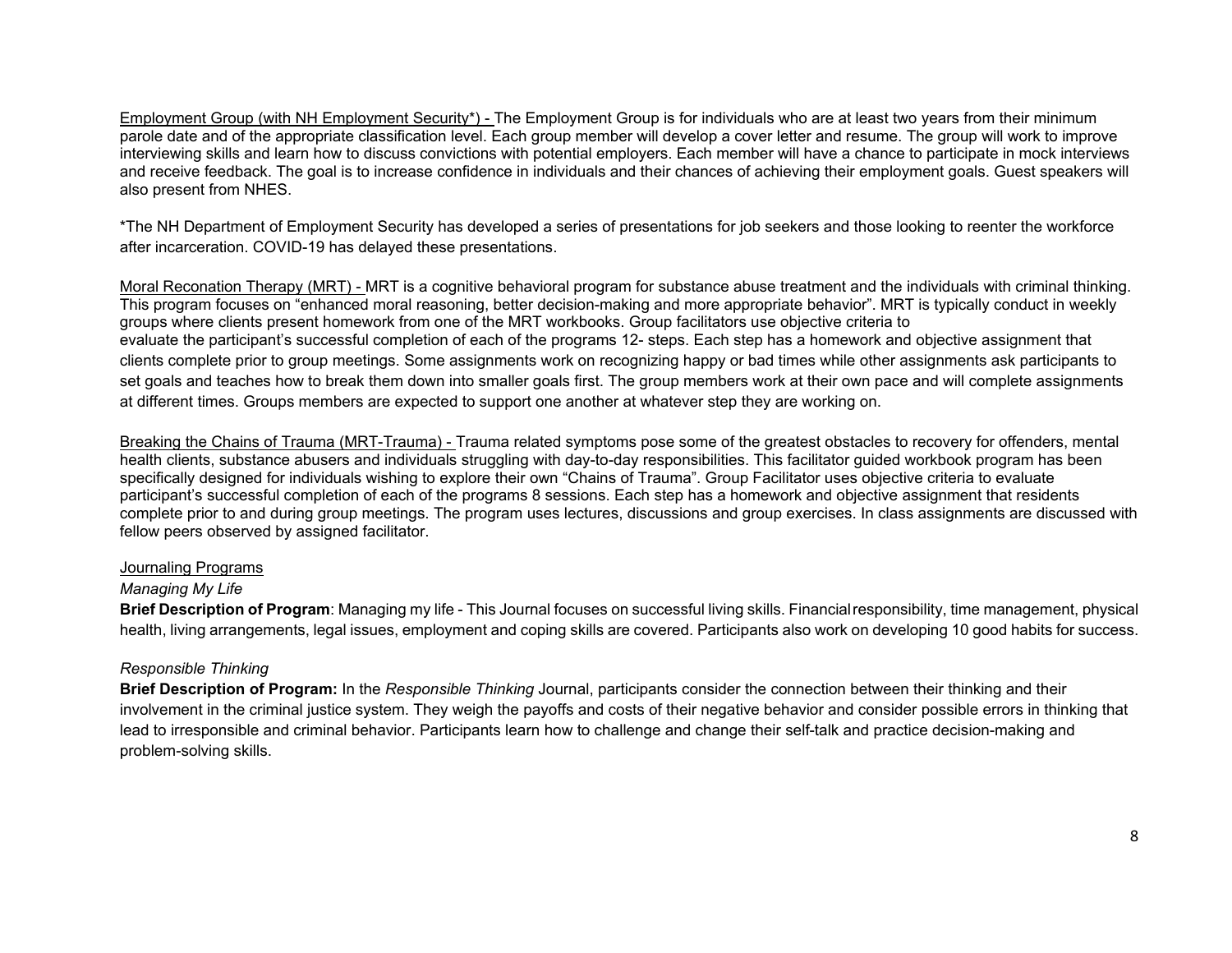Employment Group (with NH Employment Security*) - The Employment Group is for individuals who are at least two years from their minimum parole date and of the appropriate classification level. Each group member will develop a cover letter and resume. The group will work to improve interviewing skills and learn how to discuss convictions with potential employers. Each member will have a chance to participate in mock interviews and receive feedback. The goal is to increase confidence in individuals and their chances of achieving their employment goals. Guest speakers will also present from NHES.

*The NH Department of Employment Security has developed a series of presentations for job seekers and those looking to reenter the workforce after incarceration. COVID-19 has delayed these presentations.

Moral Reconation Therapy (MRT) - MRT is a cognitive behavioral program for substance abuse treatment and the individuals with criminal thinking. This program focuses on "enhanced moral reasoning, better decision-making and more appropriate behavior". MRT is typically conduct in weekly groups where clients present homework from one of the MRT workbooks. Group facilitators use objective criteria to evaluate the participant's successful completion of each of the programs 12- steps. Each step has a homework and objective assignment that clients complete prior to group meetings. Some assignments work on recognizing happy or bad times while other assignments ask participants to set goals and teaches how to break them down into smaller goals first. The group members work at their own pace and will complete assignments at different times. Groups members are expected to support one another at whatever step they are working on.

Breaking the Chains of Trauma (MRT-Trauma) - Trauma related symptoms pose some of the greatest obstacles to recovery for offenders, mental health clients, substance abusers and individuals struggling with day-to-day responsibilities. This facilitator guided workbook program has been specifically designed for individuals wishing to explore their own "Chains of Trauma". Group Facilitator uses objective criteria to evaluate participant's successful completion of each of the programs 8 sessions. Each step has a homework and objective assignment that residents complete prior to and during group meetings. The program uses lectures, discussions and group exercises. In class assignments are discussed with fellow peers observed by assigned facilitator.

Journaling Programs

*Managing My Life*

**Brief Description of Program**: Managing my life - This Journal focuses on successful living skills. Financial responsibility, time management, physical health, living arrangements, legal issues, employment and coping skills are covered. Participants also work on developing 10 good habits for success.

*Responsible Thinking*

**Brief Description of Program:** In the *Responsible Thinking* Journal, participants consider the connection between their thinking and their involvement in the criminal justice system. They weigh the payoffs and costs of their negative behavior and consider possible errors in thinking that lead to irresponsible and criminal behavior. Participants learn how to challenge and change their self-talk and practice decision-making and problem-solving skills.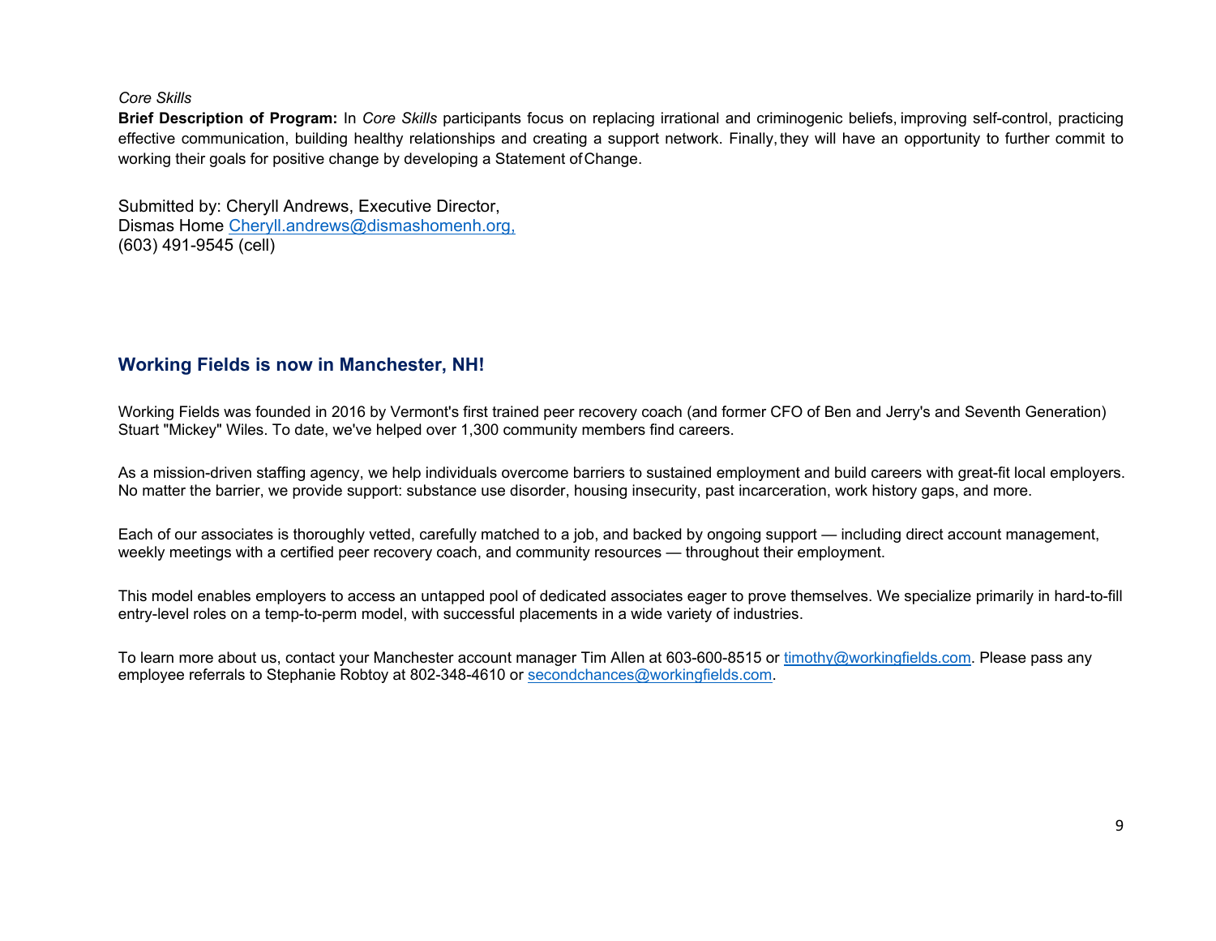*Core Skills*

**Brief Description of Program:** In *Core Skills* participants focus on replacing irrational and criminogenic beliefs, improving self-control, practicing effective communication, building healthy relationships and creating a support network. Finally, they will have an opportunity to further commit to working their goals for positive change by developing a Statement of Change.

Submitted by: Cheryll Andrews, Executive Director,
Dismas Home Cheryll.andrews@dismashomenh.org,
(603) 491-9545 (cell)

## Working Fields is now in Manchester, NH!

Working Fields was founded in 2016 by Vermont's first trained peer recovery coach (and former CFO of Ben and Jerry's and Seventh Generation) Stuart "Mickey" Wiles. To date, we've helped over 1,300 community members find careers.

As a mission-driven staffing agency, we help individuals overcome barriers to sustained employment and build careers with great-fit local employers. No matter the barrier, we provide support: substance use disorder, housing insecurity, past incarceration, work history gaps, and more.

Each of our associates is thoroughly vetted, carefully matched to a job, and backed by ongoing support — including direct account management, weekly meetings with a certified peer recovery coach, and community resources — throughout their employment.

This model enables employers to access an untapped pool of dedicated associates eager to prove themselves. We specialize primarily in hard-to-fill entry-level roles on a temp-to-perm model, with successful placements in a wide variety of industries.

To learn more about us, contact your Manchester account manager Tim Allen at 603-600-8515 or timothy@workingfields.com. Please pass any employee referrals to Stephanie Robtoy at 802-348-4610 or secondchances@workingfields.com.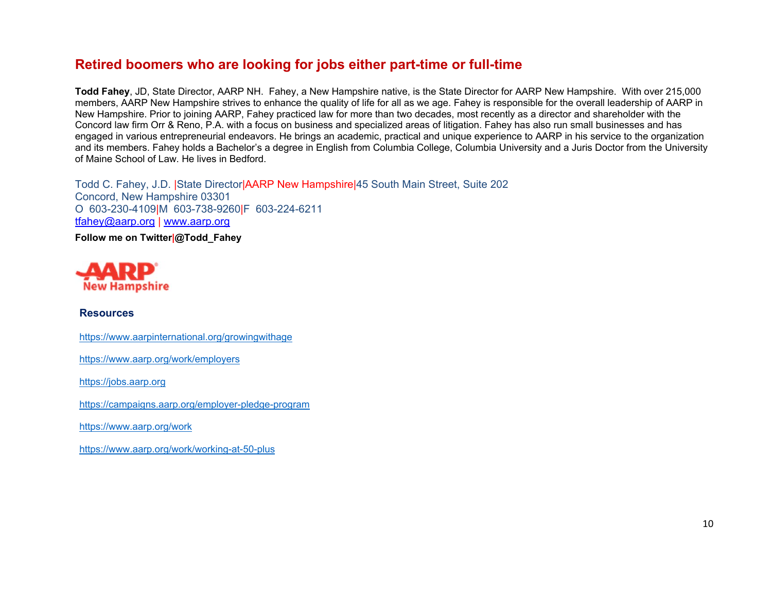## Retired boomers who are looking for jobs either part-time or full-time

**Todd Fahey**, JD, State Director, AARP NH. Fahey, a New Hampshire native, is the State Director for AARP New Hampshire. With over 215,000 members, AARP New Hampshire strives to enhance the quality of life for all as we age. Fahey is responsible for the overall leadership of AARP in New Hampshire. Prior to joining AARP, Fahey practiced law for more than two decades, most recently as a director and shareholder with the Concord law firm Orr & Reno, P.A. with a focus on business and specialized areas of litigation. Fahey has also run small businesses and has engaged in various entrepreneurial endeavors. He brings an academic, practical and unique experience to AARP in his service to the organization and its members. Fahey holds a Bachelor's a degree in English from Columbia College, Columbia University and a Juris Doctor from the University of Maine School of Law. He lives in Bedford.

Todd C. Fahey, J.D. |State Director|AARP New Hampshire|45 South Main Street, Suite 202
Concord, New Hampshire 03301
O 603-230-4109|M 603-738-9260|F 603-224-6211
tfahey@aarp.org | www.aarp.org

**Follow me on Twitter|@Todd_Fahey**

AARP New Hampshire

### Resources

https://www.aarpinternational.org/growingwithage

https://www.aarp.org/work/employers

https://jobs.aarp.org

https://campaigns.aarp.org/employer-pledge-program

https://www.aarp.org/work

https://www.aarp.org/work/working-at-50-plus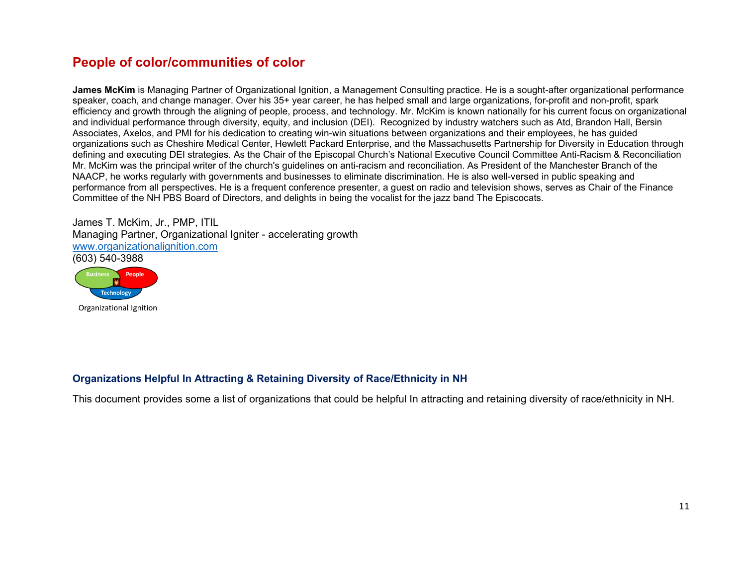## People of color/communities of color

**James McKim** is Managing Partner of Organizational Ignition, a Management Consulting practice. He is a sought-after organizational performance speaker, coach, and change manager. Over his 35+ year career, he has helped small and large organizations, for-profit and non-profit, spark efficiency and growth through the aligning of people, process, and technology. Mr. McKim is known nationally for his current focus on organizational and individual performance through diversity, equity, and inclusion (DEI). Recognized by industry watchers such as Atd, Brandon Hall, Bersin Associates, Axelos, and PMI for his dedication to creating win-win situations between organizations and their employees, he has guided organizations such as Cheshire Medical Center, Hewlett Packard Enterprise, and the Massachusetts Partnership for Diversity in Education through defining and executing DEI strategies. As the Chair of the Episcopal Church's National Executive Council Committee Anti-Racism & Reconciliation Mr. McKim was the principal writer of the church's guidelines on anti-racism and reconciliation. As President of the Manchester Branch of the NAACP, he works regularly with governments and businesses to eliminate discrimination. He is also well-versed in public speaking and performance from all perspectives. He is a frequent conference presenter, a guest on radio and television shows, serves as Chair of the Finance Committee of the NH PBS Board of Directors, and delights in being the vocalist for the jazz band The Episcocats.

James T. McKim, Jr., PMP, ITIL
Managing Partner, Organizational Igniter - accelerating growth
www.organizationalignition.com
(603) 540-3988

Business People Technology

Organizational Ignition

### Organizations Helpful In Attracting & Retaining Diversity of Race/Ethnicity in NH

This document provides some a list of organizations that could be helpful In attracting and retaining diversity of race/ethnicity in NH.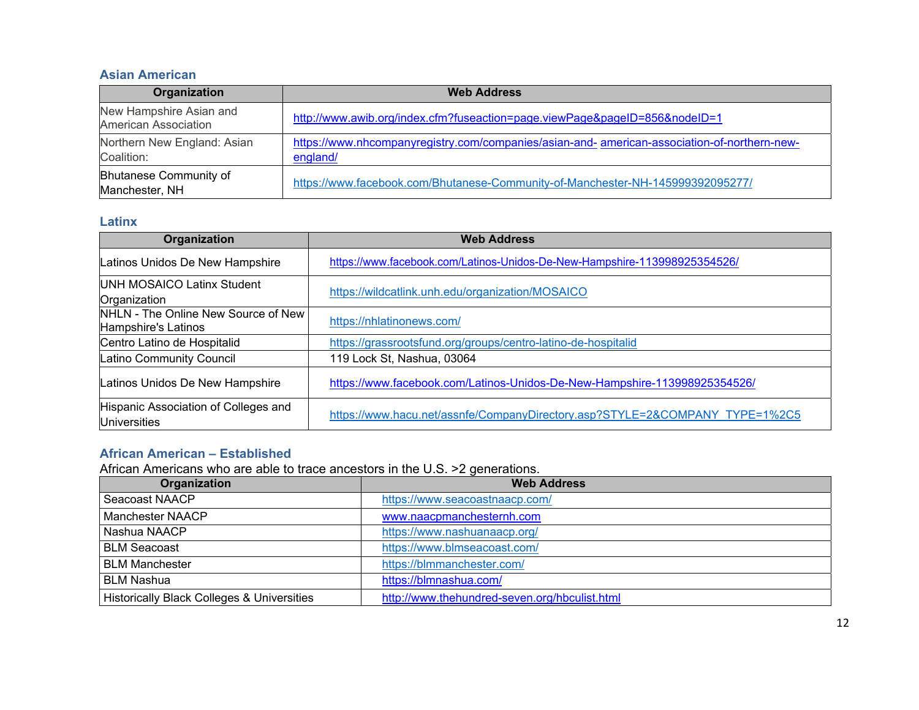### Asian American

| Organization | Web Address |
| --- | --- |
| New Hampshire Asian and American Association | http://www.awib.org/index.cfm?fuseaction=page.viewPage&pageID=856&nodeID=1 |
| Northern New England: Asian Coalition: | https://www.nhcompanyregistry.com/companies/asian-and- american-association-of-northern-new-england/ |
| Bhutanese Community of Manchester, NH | https://www.facebook.com/Bhutanese-Community-of-Manchester-NH-145999392095277/ |

### Latinx

| Organization | Web Address |
| --- | --- |
| Latinos Unidos De New Hampshire | https://www.facebook.com/Latinos-Unidos-De-New-Hampshire-113998925354526/ |
| UNH MOSAICO Latinx Student Organization | https://wildcatlink.unh.edu/organization/MOSAICO |
| NHLN - The Online New Source of New Hampshire's Latinos | https://nhlatinonews.com/ |
| Centro Latino de Hospitalid | https://grassrootsfund.org/groups/centro-latino-de-hospitalid |
| Latino Community Council | 119 Lock St, Nashua, 03064 |
| Latinos Unidos De New Hampshire | https://www.facebook.com/Latinos-Unidos-De-New-Hampshire-113998925354526/ |
| Hispanic Association of Colleges and Universities | https://www.hacu.net/assnfe/CompanyDirectory.asp?STYLE=2&COMPANY_TYPE=1%2C5 |

### African American – Established

African Americans who are able to trace ancestors in the U.S. >2 generations.

| Organization | Web Address |
| --- | --- |
| Seacoast NAACP | https://www.seacoastnaacp.com/ |
| Manchester NAACP | www.naacpmanchesternh.com |
| Nashua NAACP | https://www.nashuanaacp.org/ |
| BLM Seacoast | https://www.blmseacoast.com/ |
| BLM Manchester | https://blmmanchester.com/ |
| BLM Nashua | https://blmnashua.com/ |
| Historically Black Colleges & Universities | http://www.thehundred-seven.org/hbculist.html |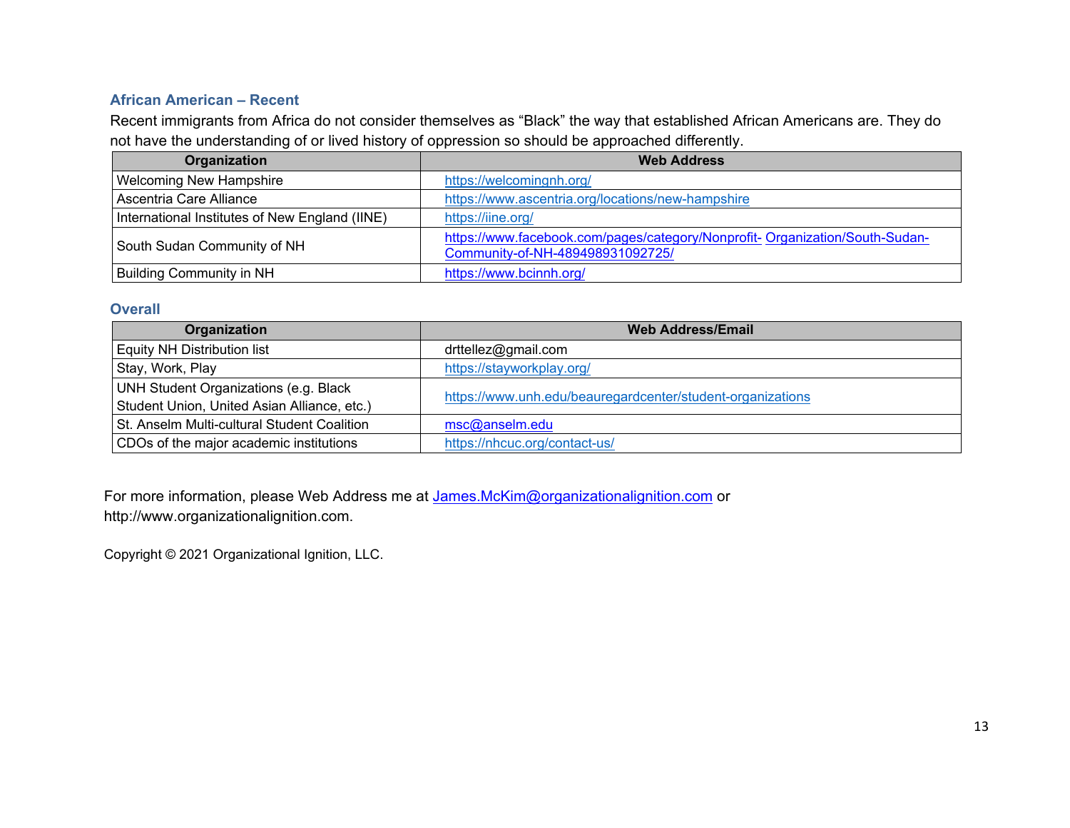### African American – Recent

Recent immigrants from Africa do not consider themselves as “Black” the way that established African Americans are. They do not have the understanding of or lived history of oppression so should be approached differently.

| Organization | Web Address |
|---|---|
| Welcoming New Hampshire | https://welcomingnh.org/ |
| Ascentria Care Alliance | https://www.ascentria.org/locations/new-hampshire |
| International Institutes of New England (IINE) | https://iine.org/ |
| South Sudan Community of NH | https://www.facebook.com/pages/category/Nonprofit- Organization/South-Sudan-Community-of-NH-489498931092725/ |
| Building Community in NH | https://www.bcinnh.org/ |

### Overall

| Organization | Web Address/Email |
|---|---|
| Equity NH Distribution list | drttellez@gmail.com |
| Stay, Work, Play | https://stayworkplay.org/ |
| UNH Student Organizations (e.g. Black Student Union, United Asian Alliance, etc.) | https://www.unh.edu/beauregardcenter/student-organizations |
| St. Anselm Multi-cultural Student Coalition | msc@anselm.edu |
| CDOs of the major academic institutions | https://nhcuc.org/contact-us/ |

For more information, please Web Address me at James.McKim@organizationalignition.com or http://www.organizationalignition.com.

Copyright © 2021 Organizational Ignition, LLC.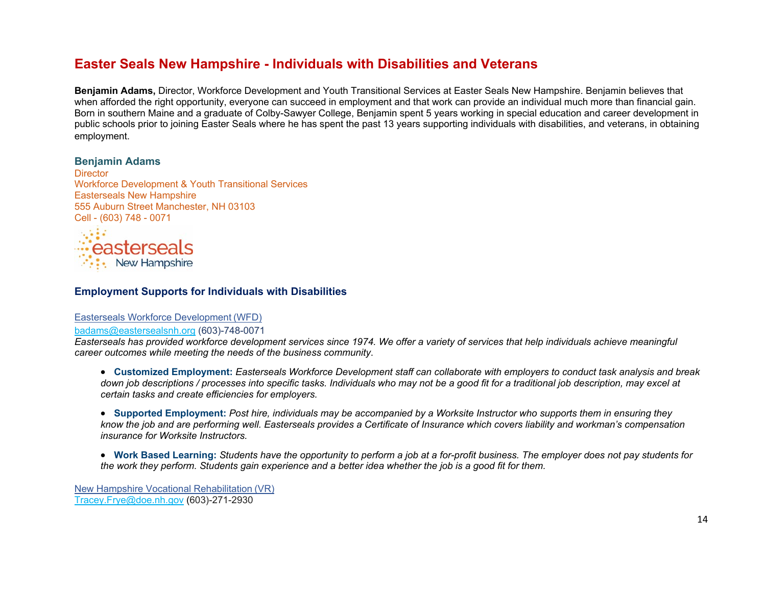# Easter Seals New Hampshire - Individuals with Disabilities and Veterans

**Benjamin Adams,** Director, Workforce Development and Youth Transitional Services at Easter Seals New Hampshire. Benjamin believes that when afforded the right opportunity, everyone can succeed in employment and that work can provide an individual much more than financial gain. Born in southern Maine and a graduate of Colby-Sawyer College, Benjamin spent 5 years working in special education and career development in public schools prior to joining Easter Seals where he has spent the past 13 years supporting individuals with disabilities, and veterans, in obtaining employment.

**Benjamin Adams**
Director
Workforce Development & Youth Transitional Services
Easterseals New Hampshire
555 Auburn Street Manchester, NH 03103
Cell - (603) 748 - 0071

### Employment Supports for Individuals with Disabilities

Easterseals Workforce Development (WFD)
badams@eastersealsnh.org (603)-748-0071
*Easterseals has provided workforce development services since 1974. We offer a variety of services that help individuals achieve meaningful career outcomes while meeting the needs of the business community.*

- **Customized Employment:** *Easterseals Workforce Development staff can collaborate with employers to conduct task analysis and break down job descriptions / processes into specific tasks. Individuals who may not be a good fit for a traditional job description, may excel at certain tasks and create efficiencies for employers.*
- **Supported Employment:** *Post hire, individuals may be accompanied by a Worksite Instructor who supports them in ensuring they know the job and are performing well. Easterseals provides a Certificate of Insurance which covers liability and workman's compensation insurance for Worksite Instructors.*
- **Work Based Learning:** *Students have the opportunity to perform a job at a for-profit business. The employer does not pay students for the work they perform. Students gain experience and a better idea whether the job is a good fit for them.*

New Hampshire Vocational Rehabilitation (VR)
Tracey.Frye@doe.nh.gov (603)-271-2930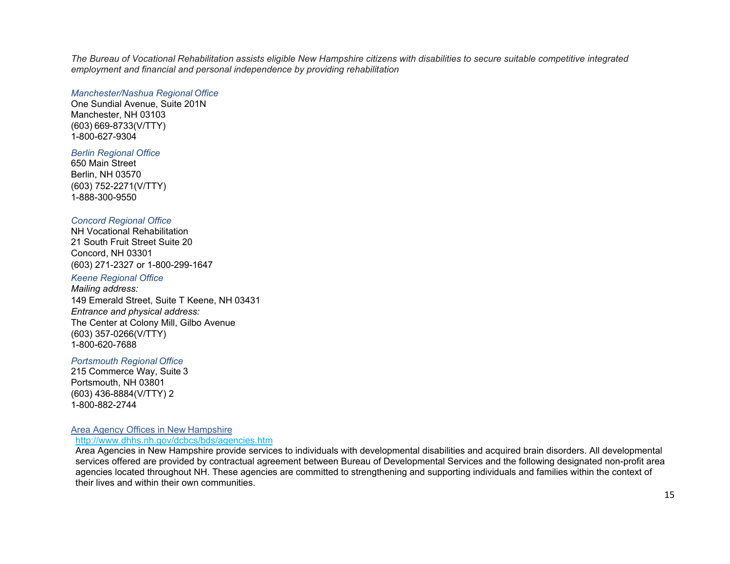*The Bureau of Vocational Rehabilitation assists eligible New Hampshire citizens with disabilities to secure suitable competitive integrated employment and financial and personal independence by providing rehabilitation*

*Manchester/Nashua Regional Office*
One Sundial Avenue, Suite 201N
Manchester, NH 03103
(603) 669-8733(V/TTY)
1-800-627-9304

*Berlin Regional Office*
650 Main Street
Berlin, NH 03570
(603) 752-2271(V/TTY)
1-888-300-9550

*Concord Regional Office*
NH Vocational Rehabilitation
21 South Fruit Street Suite 20
Concord, NH 03301
(603) 271-2327 or 1-800-299-1647

*Keene Regional Office*
*Mailing address:*
149 Emerald Street, Suite T Keene, NH 03431
*Entrance and physical address:*
The Center at Colony Mill, Gilbo Avenue
(603) 357-0266(V/TTY)
1-800-620-7688

*Portsmouth Regional Office*
215 Commerce Way, Suite 3
Portsmouth, NH 03801
(603) 436-8884(V/TTY) 2
1-800-882-2744

Area Agency Offices in New Hampshire
http://www.dhhs.nh.gov/dcbcs/bds/agencies.htm
Area Agencies in New Hampshire provide services to individuals with developmental disabilities and acquired brain disorders. All developmental services offered are provided by contractual agreement between Bureau of Developmental Services and the following designated non-profit area agencies located throughout NH. These agencies are committed to strengthening and supporting individuals and families within the context of their lives and within their own communities.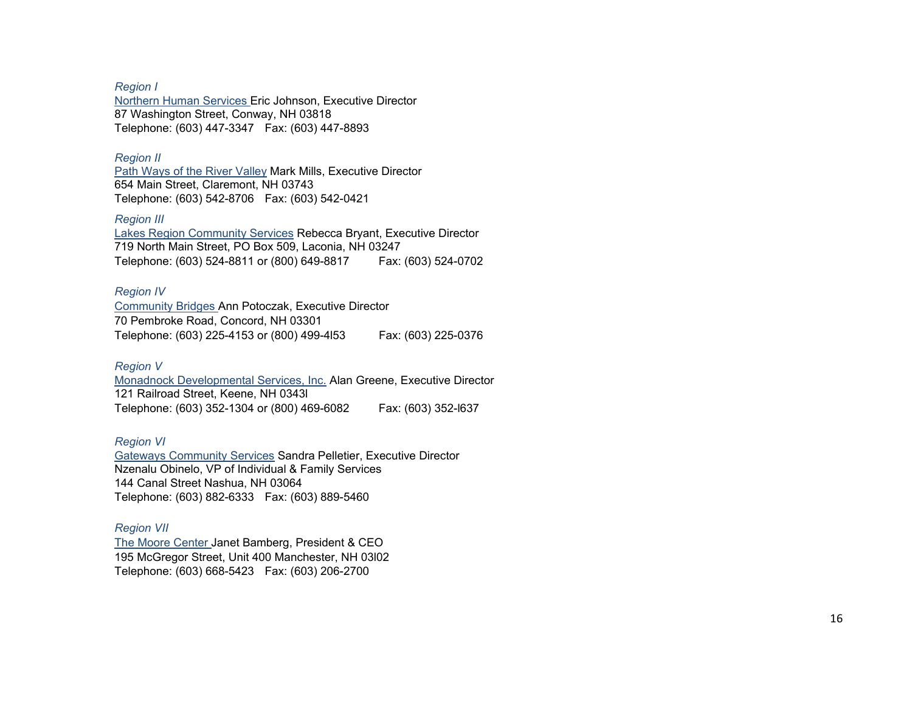*Region I*

Northern Human Services Eric Johnson, Executive Director
87 Washington Street, Conway, NH 03818
Telephone: (603) 447-3347   Fax: (603) 447-8893

*Region II*

Path Ways of the River Valley Mark Mills, Executive Director
654 Main Street, Claremont, NH 03743
Telephone: (603) 542-8706   Fax: (603) 542-0421

*Region III*

Lakes Region Community Services Rebecca Bryant, Executive Director
719 North Main Street, PO Box 509, Laconia, NH 03247
Telephone: (603) 524-8811 or (800) 649-8817   Fax: (603) 524-0702

*Region IV*

Community Bridges Ann Potoczak, Executive Director
70 Pembroke Road, Concord, NH 03301
Telephone: (603) 225-4153 or (800) 499-4l53   Fax: (603) 225-0376

*Region V*

Monadnock Developmental Services, Inc. Alan Greene, Executive Director
121 Railroad Street, Keene, NH 0343l
Telephone: (603) 352-1304 or (800) 469-6082   Fax: (603) 352-l637

*Region VI*

Gateways Community Services Sandra Pelletier, Executive Director
Nzenalu Obinelo, VP of Individual & Family Services
144 Canal Street Nashua, NH 03064
Telephone: (603) 882-6333   Fax: (603) 889-5460

*Region VII*

The Moore Center Janet Bamberg, President & CEO
195 McGregor Street, Unit 400 Manchester, NH 03l02
Telephone: (603) 668-5423   Fax: (603) 206-2700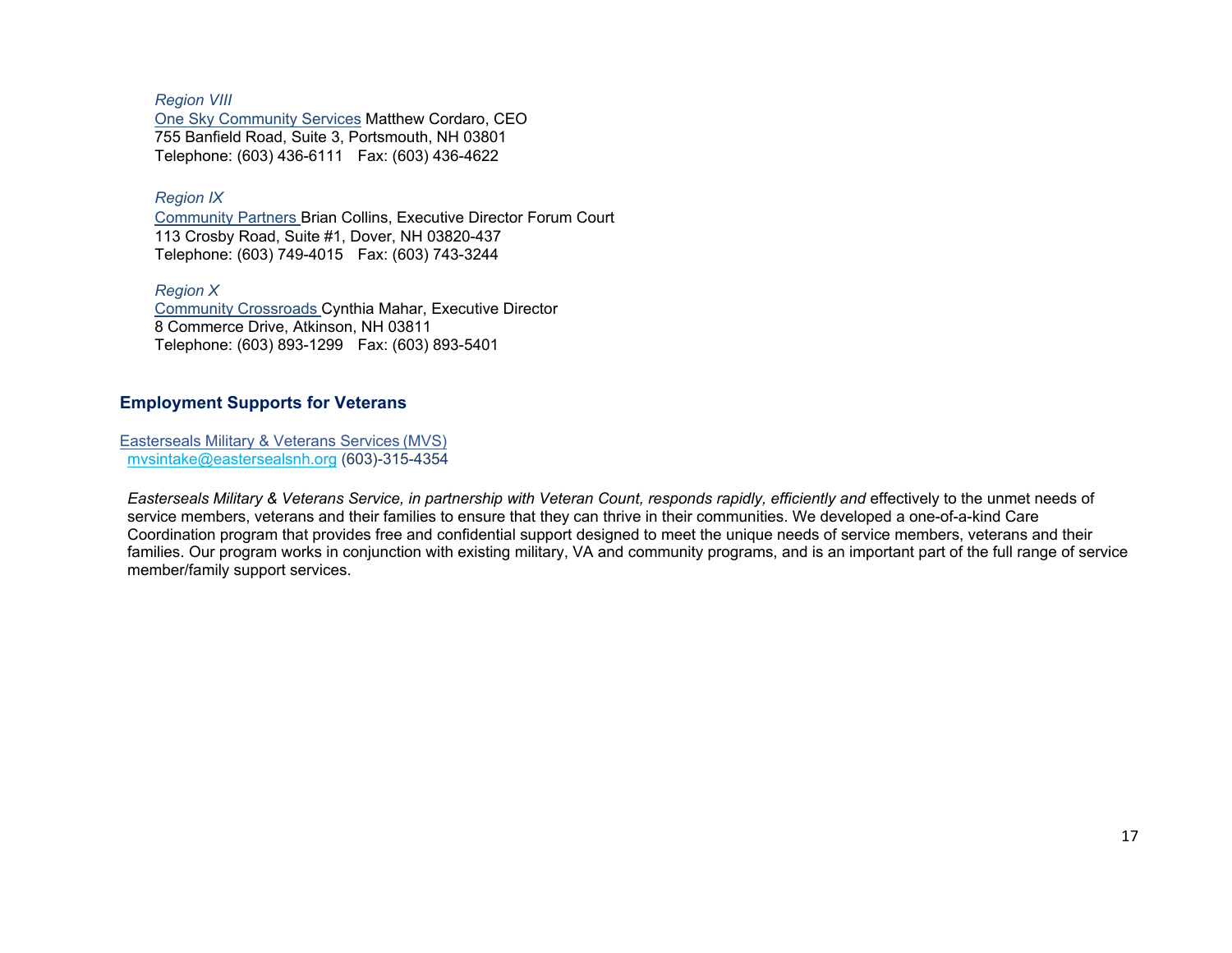*Region VIII*
One Sky Community Services Matthew Cordaro, CEO
755 Banfield Road, Suite 3, Portsmouth, NH 03801
Telephone: (603) 436-6111   Fax: (603) 436-4622

*Region IX*
Community Partners Brian Collins, Executive Director Forum Court
113 Crosby Road, Suite #1, Dover, NH 03820-437
Telephone: (603) 749-4015   Fax: (603) 743-3244

*Region X*
Community Crossroads Cynthia Mahar, Executive Director
8 Commerce Drive, Atkinson, NH 03811
Telephone: (603) 893-1299   Fax: (603) 893-5401

## Employment Supports for Veterans

Easterseals Military & Veterans Services (MVS)
mvsintake@eastersealsnh.org (603)-315-4354

*Easterseals Military & Veterans Service, in partnership with Veteran Count, responds rapidly, efficiently and* effectively to the unmet needs of service members, veterans and their families to ensure that they can thrive in their communities. We developed a one-of-a-kind Care Coordination program that provides free and confidential support designed to meet the unique needs of service members, veterans and their families. Our program works in conjunction with existing military, VA and community programs, and is an important part of the full range of service member/family support services.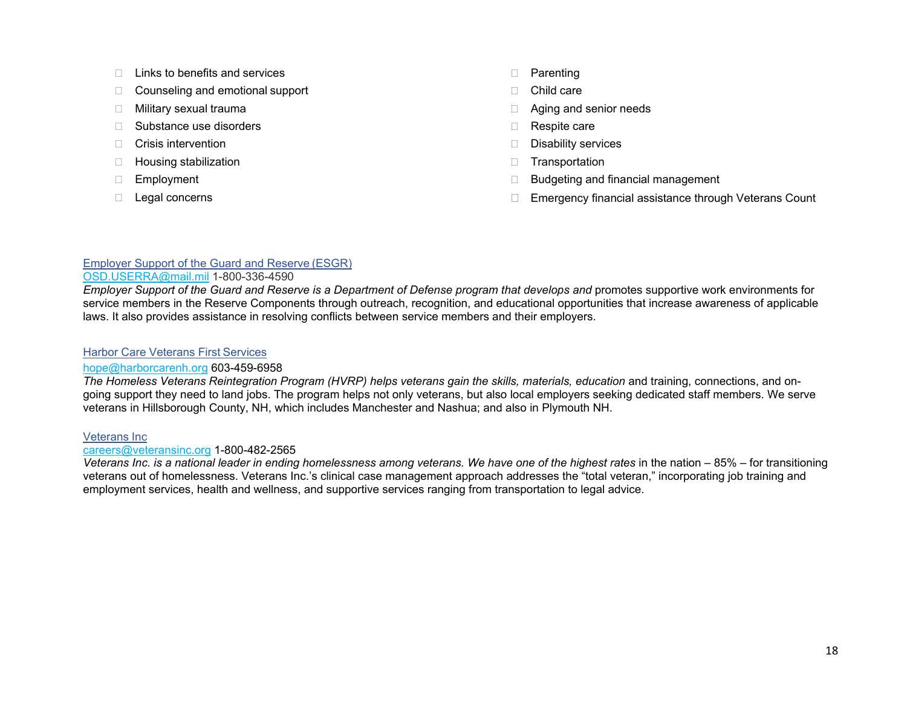- Links to benefits and services
- Counseling and emotional support
- Military sexual trauma
- Substance use disorders
- Crisis intervention
- Housing stabilization
- Employment
- Legal concerns
- Parenting
- Child care
- Aging and senior needs
- Respite care
- Disability services
- Transportation
- Budgeting and financial management
- Emergency financial assistance through Veterans Count

Employer Support of the Guard and Reserve (ESGR)
OSD.USERRA@mail.mil 1-800-336-4590
*Employer Support of the Guard and Reserve is a Department of Defense program that develops and* promotes supportive work environments for service members in the Reserve Components through outreach, recognition, and educational opportunities that increase awareness of applicable laws. It also provides assistance in resolving conflicts between service members and their employers.

Harbor Care Veterans First Services
hope@harborcarenh.org 603-459-6958
*The Homeless Veterans Reintegration Program (HVRP) helps veterans gain the skills, materials, education* and training, connections, and on-going support they need to land jobs. The program helps not only veterans, but also local employers seeking dedicated staff members. We serve veterans in Hillsborough County, NH, which includes Manchester and Nashua; and also in Plymouth NH.

Veterans Inc
careers@veteransinc.org 1-800-482-2565
*Veterans Inc. is a national leader in ending homelessness among veterans. We have one of the highest rates* in the nation – 85% – for transitioning veterans out of homelessness. Veterans Inc.'s clinical case management approach addresses the "total veteran," incorporating job training and employment services, health and wellness, and supportive services ranging from transportation to legal advice.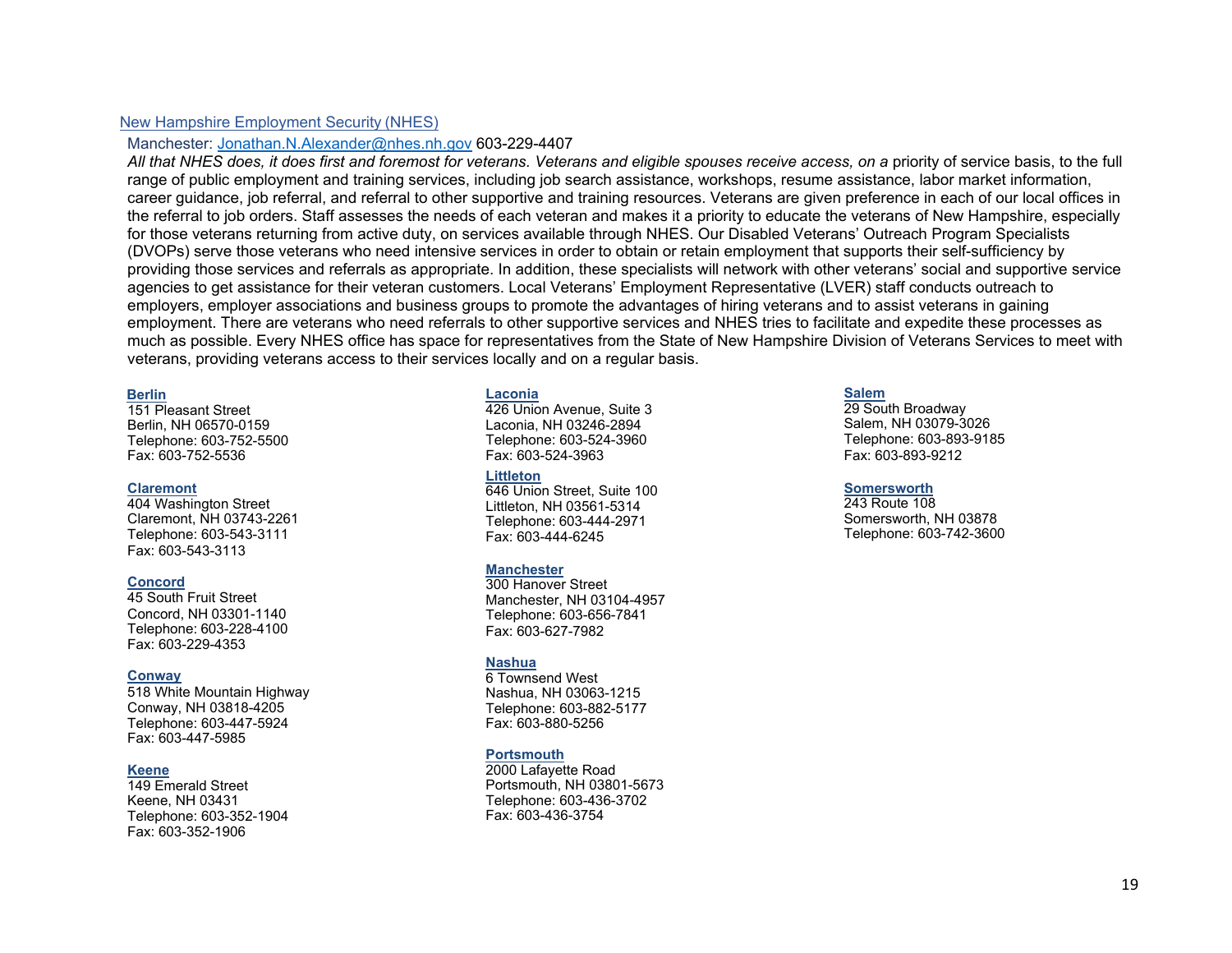## New Hampshire Employment Security (NHES)

Manchester: Jonathan.N.Alexander@nhes.nh.gov 603-229-4407

*All that NHES does, it does first and foremost for veterans. Veterans and eligible spouses receive access, on a* priority of service basis, to the full range of public employment and training services, including job search assistance, workshops, resume assistance, labor market information, career guidance, job referral, and referral to other supportive and training resources. Veterans are given preference in each of our local offices in the referral to job orders. Staff assesses the needs of each veteran and makes it a priority to educate the veterans of New Hampshire, especially for those veterans returning from active duty, on services available through NHES. Our Disabled Veterans' Outreach Program Specialists (DVOPs) serve those veterans who need intensive services in order to obtain or retain employment that supports their self-sufficiency by providing those services and referrals as appropriate. In addition, these specialists will network with other veterans' social and supportive service agencies to get assistance for their veteran customers. Local Veterans' Employment Representative (LVER) staff conducts outreach to employers, employer associations and business groups to promote the advantages of hiring veterans and to assist veterans in gaining employment. There are veterans who need referrals to other supportive services and NHES tries to facilitate and expedite these processes as much as possible. Every NHES office has space for representatives from the State of New Hampshire Division of Veterans Services to meet with veterans, providing veterans access to their services locally and on a regular basis.

**Berlin**
151 Pleasant Street
Berlin, NH 06570-0159
Telephone: 603-752-5500
Fax: 603-752-5536

**Claremont**
404 Washington Street
Claremont, NH 03743-2261
Telephone: 603-543-3111
Fax: 603-543-3113

**Concord**
45 South Fruit Street
Concord, NH 03301-1140
Telephone: 603-228-4100
Fax: 603-229-4353

**Conway**
518 White Mountain Highway
Conway, NH 03818-4205
Telephone: 603-447-5924
Fax: 603-447-5985

**Keene**
149 Emerald Street
Keene, NH 03431
Telephone: 603-352-1904
Fax: 603-352-1906

**Laconia**
426 Union Avenue, Suite 3
Laconia, NH 03246-2894
Telephone: 603-524-3960
Fax: 603-524-3963

**Littleton**
646 Union Street, Suite 100
Littleton, NH 03561-5314
Telephone: 603-444-2971
Fax: 603-444-6245

**Manchester**
300 Hanover Street
Manchester, NH 03104-4957
Telephone: 603-656-7841
Fax: 603-627-7982

**Nashua**
6 Townsend West
Nashua, NH 03063-1215
Telephone: 603-882-5177
Fax: 603-880-5256

**Portsmouth**
2000 Lafayette Road
Portsmouth, NH 03801-5673
Telephone: 603-436-3702
Fax: 603-436-3754

**Salem**
29 South Broadway
Salem, NH 03079-3026
Telephone: 603-893-9185
Fax: 603-893-9212

**Somersworth**
243 Route 108
Somersworth, NH 03878
Telephone: 603-742-3600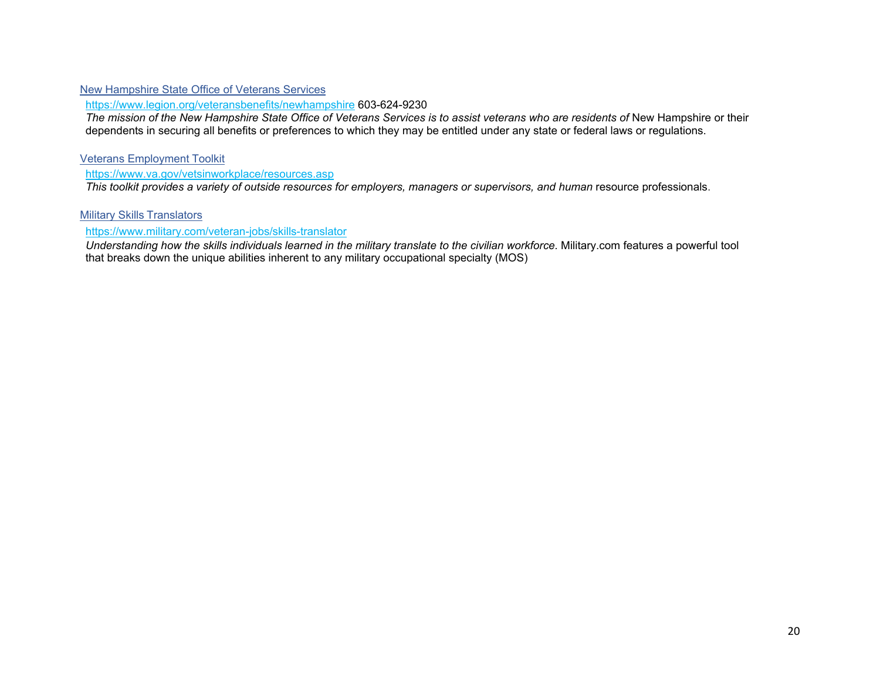[New Hampshire State Office of Veterans Services](https://www.legion.org/veteransbenefits/newhampshire)

https://www.legion.org/veteransbenefits/newhampshire 603-624-9230
*The mission of the New Hampshire State Office of Veterans Services is to assist veterans who are residents of* New Hampshire or their dependents in securing all benefits or preferences to which they may be entitled under any state or federal laws or regulations.

[Veterans Employment Toolkit](https://www.va.gov/vetsinworkplace/resources.asp)

https://www.va.gov/vetsinworkplace/resources.asp
*This toolkit provides a variety of outside resources for employers, managers or supervisors, and human* resource professionals.

[Military Skills Translators](https://www.military.com/veteran-jobs/skills-translator)

https://www.military.com/veteran-jobs/skills-translator
*Understanding how the skills individuals learned in the military translate to the civilian workforce*. Military.com features a powerful tool that breaks down the unique abilities inherent to any military occupational specialty (MOS)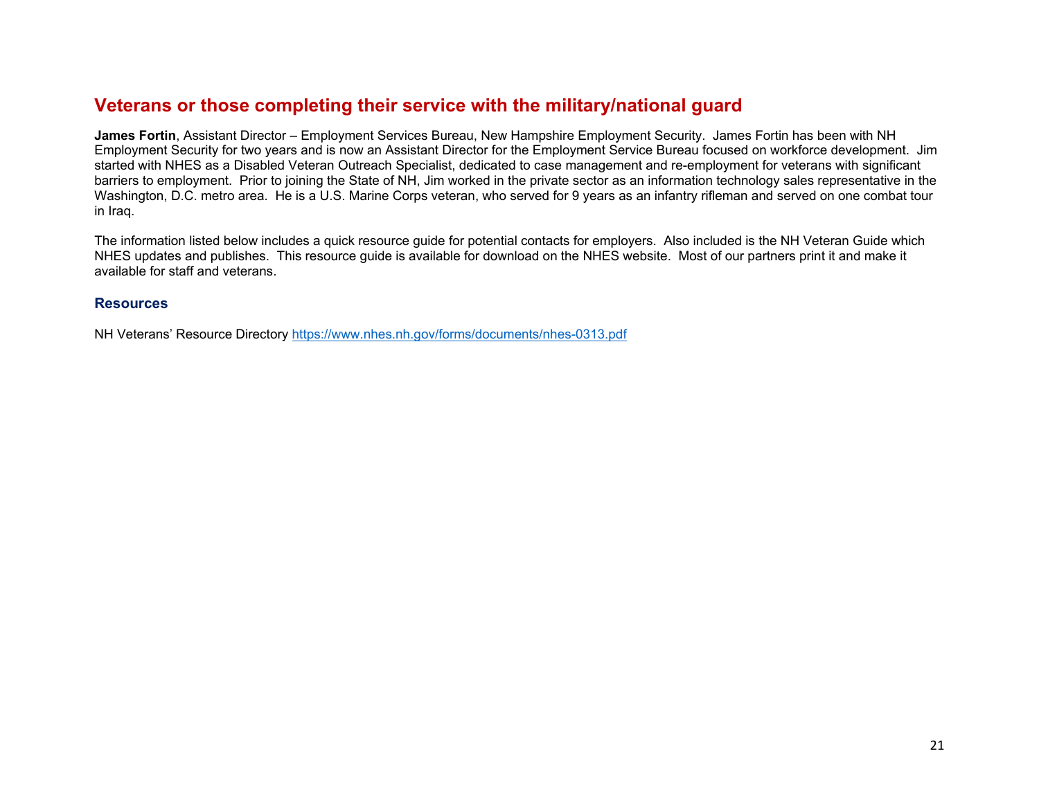## Veterans or those completing their service with the military/national guard

**James Fortin**, Assistant Director – Employment Services Bureau, New Hampshire Employment Security. James Fortin has been with NH Employment Security for two years and is now an Assistant Director for the Employment Service Bureau focused on workforce development. Jim started with NHES as a Disabled Veteran Outreach Specialist, dedicated to case management and re-employment for veterans with significant barriers to employment. Prior to joining the State of NH, Jim worked in the private sector as an information technology sales representative in the Washington, D.C. metro area. He is a U.S. Marine Corps veteran, who served for 9 years as an infantry rifleman and served on one combat tour in Iraq.

The information listed below includes a quick resource guide for potential contacts for employers. Also included is the NH Veteran Guide which NHES updates and publishes. This resource guide is available for download on the NHES website. Most of our partners print it and make it available for staff and veterans.

### Resources

NH Veterans' Resource Directory https://www.nhes.nh.gov/forms/documents/nhes-0313.pdf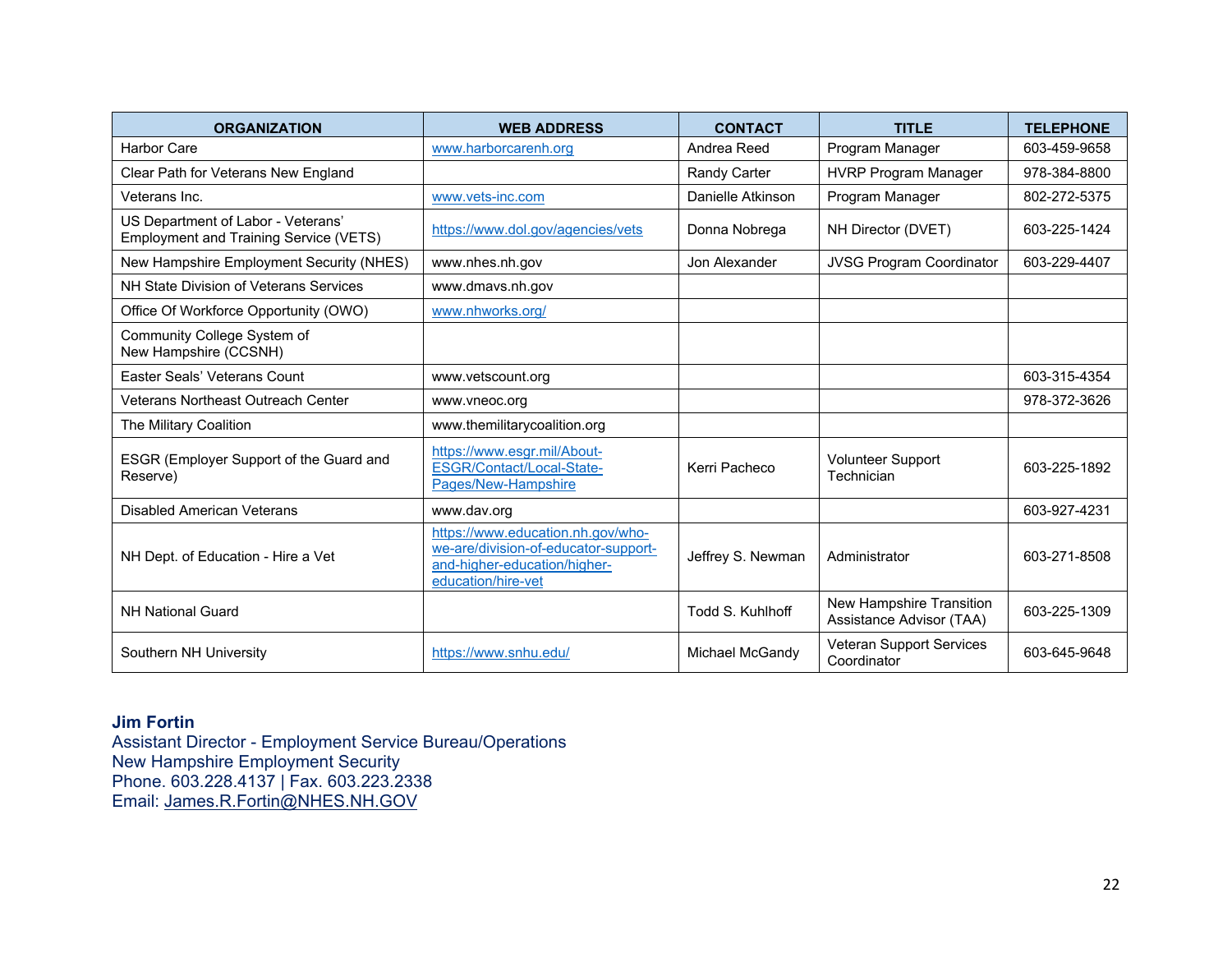| ORGANIZATION | WEB ADDRESS | CONTACT | TITLE | TELEPHONE |
|---|---|---|---|---|
| Harbor Care | www.harborcarenh.org | Andrea Reed | Program Manager | 603-459-9658 |
| Clear Path for Veterans New England | | Randy Carter | HVRP Program Manager | 978-384-8800 |
| Veterans Inc. | www.vets-inc.com | Danielle Atkinson | Program Manager | 802-272-5375 |
| US Department of Labor - Veterans' Employment and Training Service (VETS) | https://www.dol.gov/agencies/vets | Donna Nobrega | NH Director (DVET) | 603-225-1424 |
| New Hampshire Employment Security (NHES) | www.nhes.nh.gov | Jon Alexander | JVSG Program Coordinator | 603-229-4407 |
| NH State Division of Veterans Services | www.dmavs.nh.gov | | | |
| Office Of Workforce Opportunity (OWO) | www.nhworks.org/ | | | |
| Community College System of New Hampshire (CCSNH) | | | | |
| Easter Seals' Veterans Count | www.vetscount.org | | | 603-315-4354 |
| Veterans Northeast Outreach Center | www.vneoc.org | | | 978-372-3626 |
| The Military Coalition | www.themilitarycoalition.org | | | |
| ESGR (Employer Support of the Guard and Reserve) | https://www.esgr.mil/About-ESGR/Contact/Local-State-Pages/New-Hampshire | Kerri Pacheco | Volunteer Support Technician | 603-225-1892 |
| Disabled American Veterans | www.dav.org | | | 603-927-4231 |
| NH Dept. of Education - Hire a Vet | https://www.education.nh.gov/who-we-are/division-of-educator-support-and-higher-education/higher-education/hire-vet | Jeffrey S. Newman | Administrator | 603-271-8508 |
| NH National Guard | | Todd S. Kuhlhoff | New Hampshire Transition Assistance Advisor (TAA) | 603-225-1309 |
| Southern NH University | https://www.snhu.edu/ | Michael McGandy | Veteran Support Services Coordinator | 603-645-9648 |

**Jim Fortin**
Assistant Director - Employment Service Bureau/Operations
New Hampshire Employment Security
Phone. 603.228.4137 | Fax. 603.223.2338
Email: James.R.Fortin@NHES.NH.GOV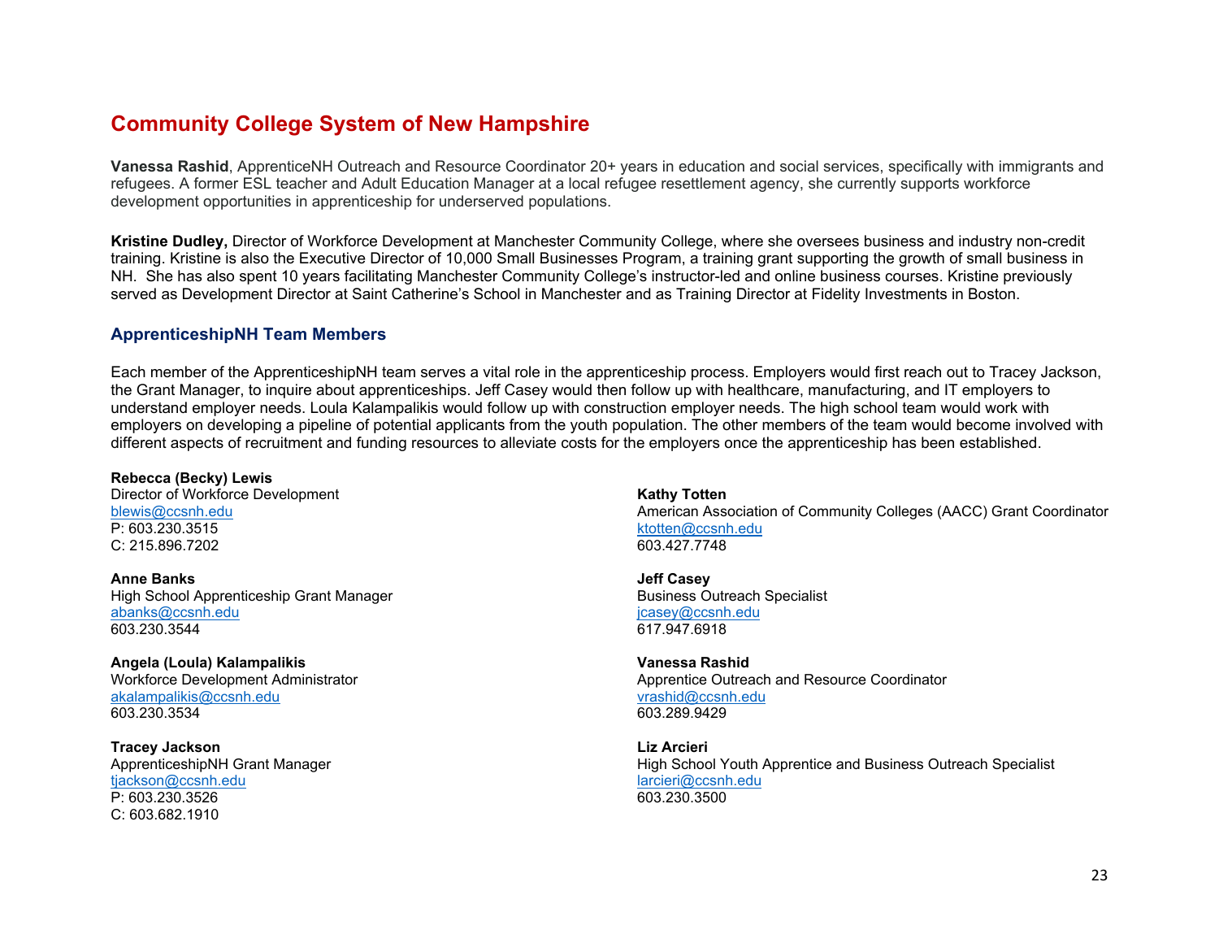## Community College System of New Hampshire

**Vanessa Rashid**, ApprenticeNH Outreach and Resource Coordinator 20+ years in education and social services, specifically with immigrants and refugees. A former ESL teacher and Adult Education Manager at a local refugee resettlement agency, she currently supports workforce development opportunities in apprenticeship for underserved populations.

**Kristine Dudley,** Director of Workforce Development at Manchester Community College, where she oversees business and industry non-credit training. Kristine is also the Executive Director of 10,000 Small Businesses Program, a training grant supporting the growth of small business in NH. She has also spent 10 years facilitating Manchester Community College's instructor-led and online business courses. Kristine previously served as Development Director at Saint Catherine's School in Manchester and as Training Director at Fidelity Investments in Boston.

### ApprenticeshipNH Team Members

Each member of the ApprenticeshipNH team serves a vital role in the apprenticeship process. Employers would first reach out to Tracey Jackson, the Grant Manager, to inquire about apprenticeships. Jeff Casey would then follow up with healthcare, manufacturing, and IT employers to understand employer needs. Loula Kalampalikis would follow up with construction employer needs. The high school team would work with employers on developing a pipeline of potential applicants from the youth population. The other members of the team would become involved with different aspects of recruitment and funding resources to alleviate costs for the employers once the apprenticeship has been established.

**Rebecca (Becky) Lewis**
Director of Workforce Development
blewis@ccsnh.edu
P: 603.230.3515
C: 215.896.7202

**Anne Banks**
High School Apprenticeship Grant Manager
abanks@ccsnh.edu
603.230.3544

**Angela (Loula) Kalampalikis**
Workforce Development Administrator
akalampalikis@ccsnh.edu
603.230.3534

**Tracey Jackson**
ApprenticeshipNH Grant Manager
tjackson@ccsnh.edu
P: 603.230.3526
C: 603.682.1910

**Kathy Totten**
American Association of Community Colleges (AACC) Grant Coordinator
ktotten@ccsnh.edu
603.427.7748

**Jeff Casey**
Business Outreach Specialist
jcasey@ccsnh.edu
617.947.6918

**Vanessa Rashid**
Apprentice Outreach and Resource Coordinator
vrashid@ccsnh.edu
603.289.9429

**Liz Arcieri**
High School Youth Apprentice and Business Outreach Specialist
larcieri@ccsnh.edu
603.230.3500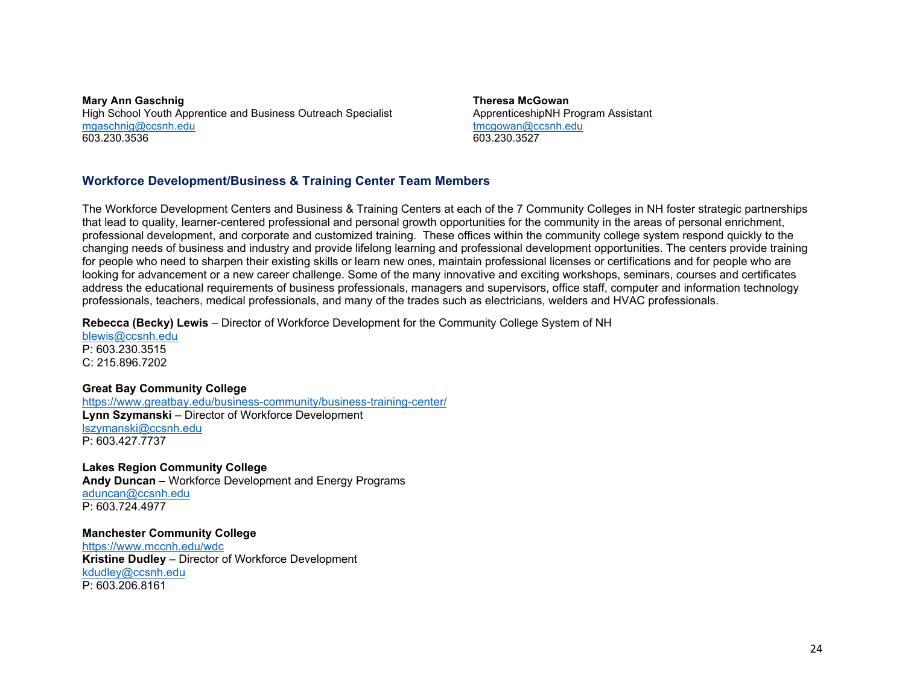**Mary Ann Gaschnig**
High School Youth Apprentice and Business Outreach Specialist
mgaschnig@ccsnh.edu
603.230.3536

**Theresa McGowan**
ApprenticeshipNH Program Assistant
tmcgowan@ccsnh.edu
603.230.3527

## Workforce Development/Business & Training Center Team Members

The Workforce Development Centers and Business & Training Centers at each of the 7 Community Colleges in NH foster strategic partnerships that lead to quality, learner-centered professional and personal growth opportunities for the community in the areas of personal enrichment, professional development, and corporate and customized training. These offices within the community college system respond quickly to the changing needs of business and industry and provide lifelong learning and professional development opportunities. The centers provide training for people who need to sharpen their existing skills or learn new ones, maintain professional licenses or certifications and for people who are looking for advancement or a new career challenge. Some of the many innovative and exciting workshops, seminars, courses and certificates address the educational requirements of business professionals, managers and supervisors, office staff, computer and information technology professionals, teachers, medical professionals, and many of the trades such as electricians, welders and HVAC professionals.

**Rebecca (Becky) Lewis** – Director of Workforce Development for the Community College System of NH
blewis@ccsnh.edu
P: 603.230.3515
C: 215.896.7202

**Great Bay Community College**
https://www.greatbay.edu/business-community/business-training-center/
**Lynn Szymanski** – Director of Workforce Development
lszymanski@ccsnh.edu
P: 603.427.7737

**Lakes Region Community College**
**Andy Duncan –** Workforce Development and Energy Programs
aduncan@ccsnh.edu
P: 603.724.4977

**Manchester Community College**
https://www.mccnh.edu/wdc
**Kristine Dudley** – Director of Workforce Development
kdudley@ccsnh.edu
P: 603.206.8161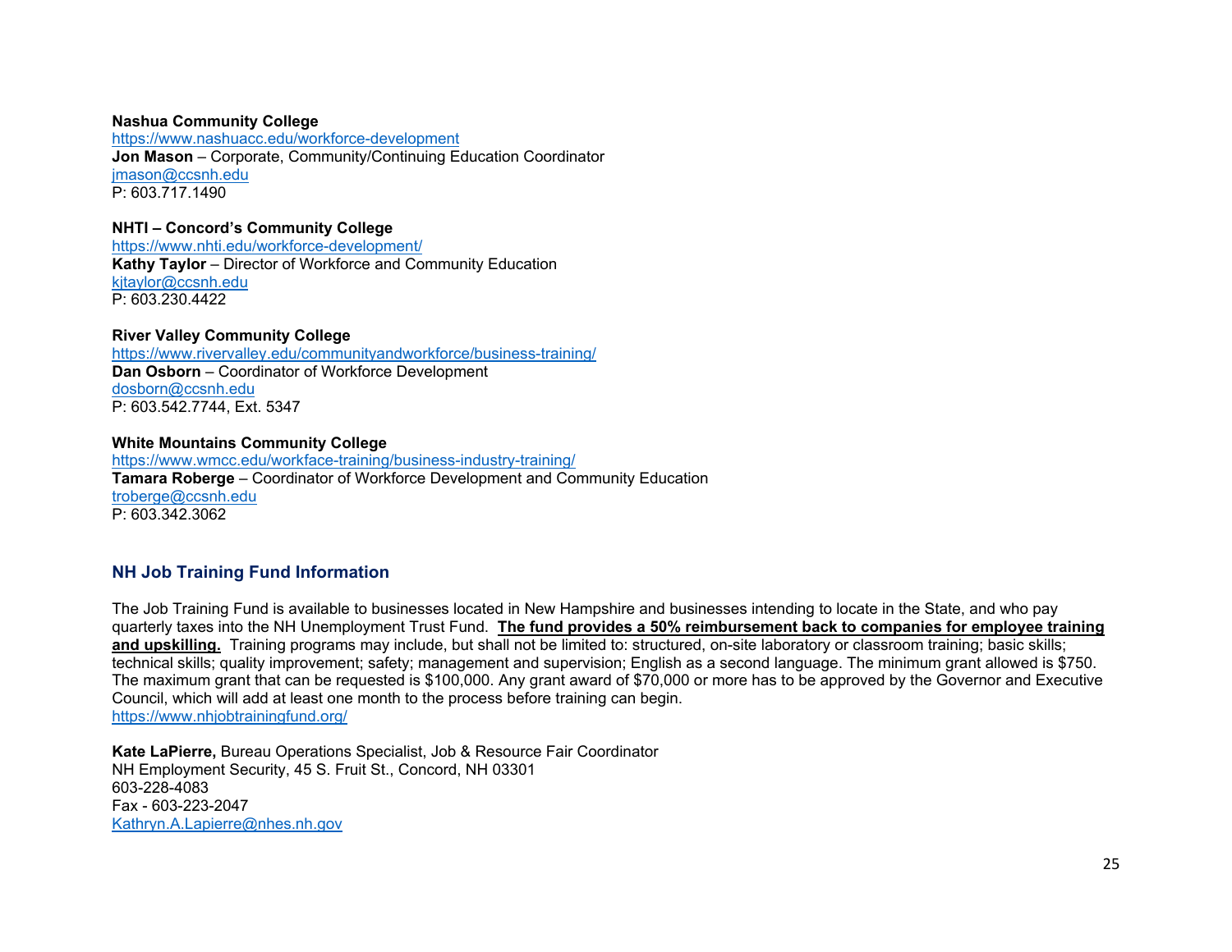**Nashua Community College**
https://www.nashuacc.edu/workforce-development
**Jon Mason** – Corporate, Community/Continuing Education Coordinator
jmason@ccsnh.edu
P: 603.717.1490

**NHTI – Concord's Community College**
https://www.nhti.edu/workforce-development/
**Kathy Taylor** – Director of Workforce and Community Education
kjtaylor@ccsnh.edu
P: 603.230.4422

**River Valley Community College**
https://www.rivervalley.edu/communityandworkforce/business-training/
**Dan Osborn** – Coordinator of Workforce Development
dosborn@ccsnh.edu
P: 603.542.7744, Ext. 5347

**White Mountains Community College**
https://www.wmcc.edu/workface-training/business-industry-training/
**Tamara Roberge** – Coordinator of Workforce Development and Community Education
troberge@ccsnh.edu
P: 603.342.3062

## NH Job Training Fund Information

The Job Training Fund is available to businesses located in New Hampshire and businesses intending to locate in the State, and who pay quarterly taxes into the NH Unemployment Trust Fund. **The fund provides a 50% reimbursement back to companies for employee training and upskilling.** Training programs may include, but shall not be limited to: structured, on-site laboratory or classroom training; basic skills; technical skills; quality improvement; safety; management and supervision; English as a second language. The minimum grant allowed is $750. The maximum grant that can be requested is $100,000. Any grant award of $70,000 or more has to be approved by the Governor and Executive Council, which will add at least one month to the process before training can begin.
https://www.nhjobtrainingfund.org/

**Kate LaPierre,** Bureau Operations Specialist, Job & Resource Fair Coordinator
NH Employment Security, 45 S. Fruit St., Concord, NH 03301
603-228-4083
Fax - 603-223-2047
Kathryn.A.Lapierre@nhes.nh.gov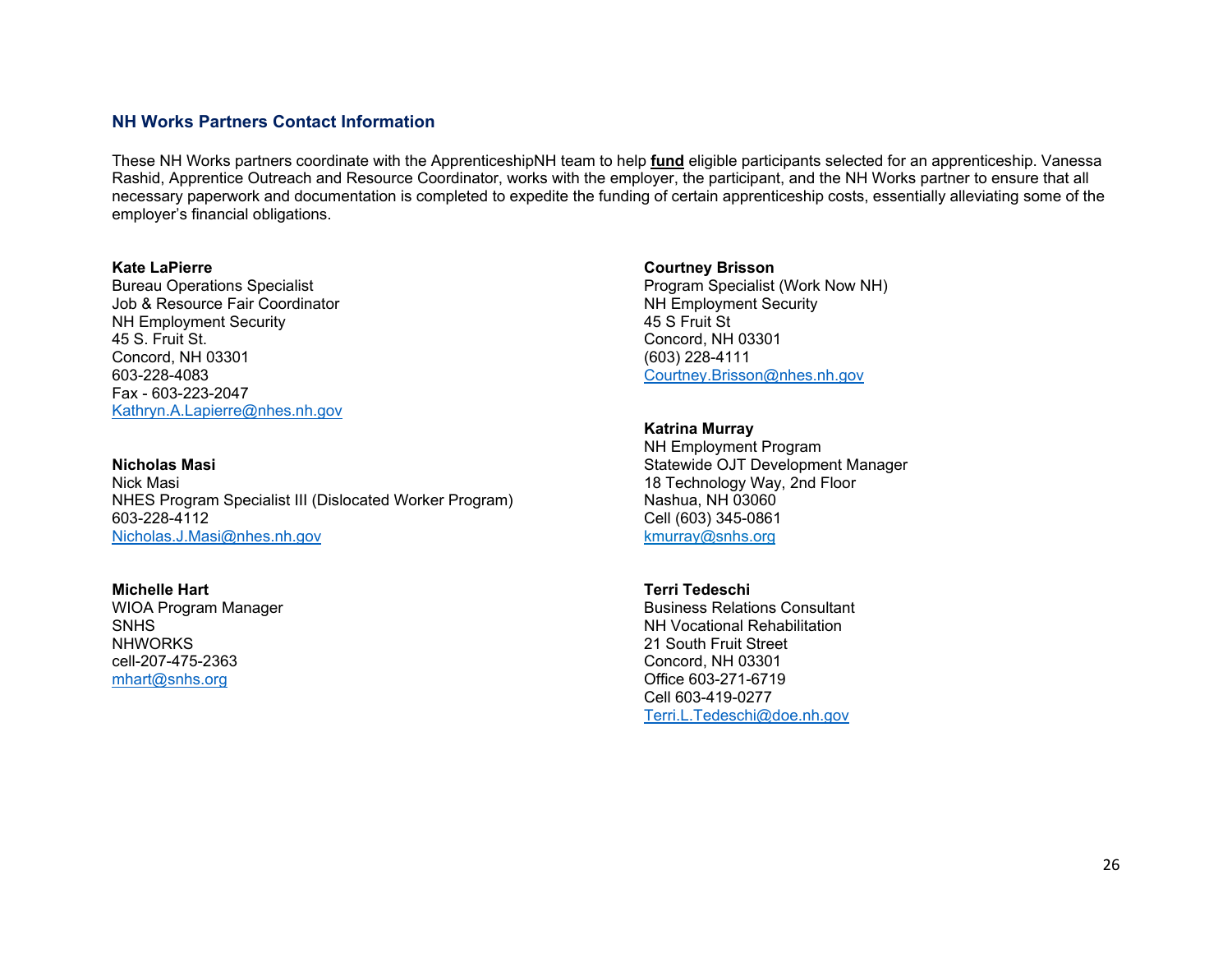## NH Works Partners Contact Information

These NH Works partners coordinate with the ApprenticeshipNH team to help **fund** eligible participants selected for an apprenticeship. Vanessa Rashid, Apprentice Outreach and Resource Coordinator, works with the employer, the participant, and the NH Works partner to ensure that all necessary paperwork and documentation is completed to expedite the funding of certain apprenticeship costs, essentially alleviating some of the employer's financial obligations.

**Kate LaPierre**
Bureau Operations Specialist
Job & Resource Fair Coordinator
NH Employment Security
45 S. Fruit St.
Concord, NH 03301
603-228-4083
Fax - 603-223-2047
Kathryn.A.Lapierre@nhes.nh.gov

**Nicholas Masi**
Nick Masi
NHES Program Specialist III (Dislocated Worker Program)
603-228-4112
Nicholas.J.Masi@nhes.nh.gov

**Michelle Hart**
WIOA Program Manager
SNHS
NHWORKS
cell-207-475-2363
mhart@snhs.org

**Courtney Brisson**
Program Specialist (Work Now NH)
NH Employment Security
45 S Fruit St
Concord, NH 03301
(603) 228-4111
Courtney.Brisson@nhes.nh.gov

**Katrina Murray**
NH Employment Program
Statewide OJT Development Manager
18 Technology Way, 2nd Floor
Nashua, NH 03060
Cell (603) 345-0861
kmurray@snhs.org

**Terri Tedeschi**
Business Relations Consultant
NH Vocational Rehabilitation
21 South Fruit Street
Concord, NH 03301
Office 603-271-6719
Cell 603-419-0277
Terri.L.Tedeschi@doe.nh.gov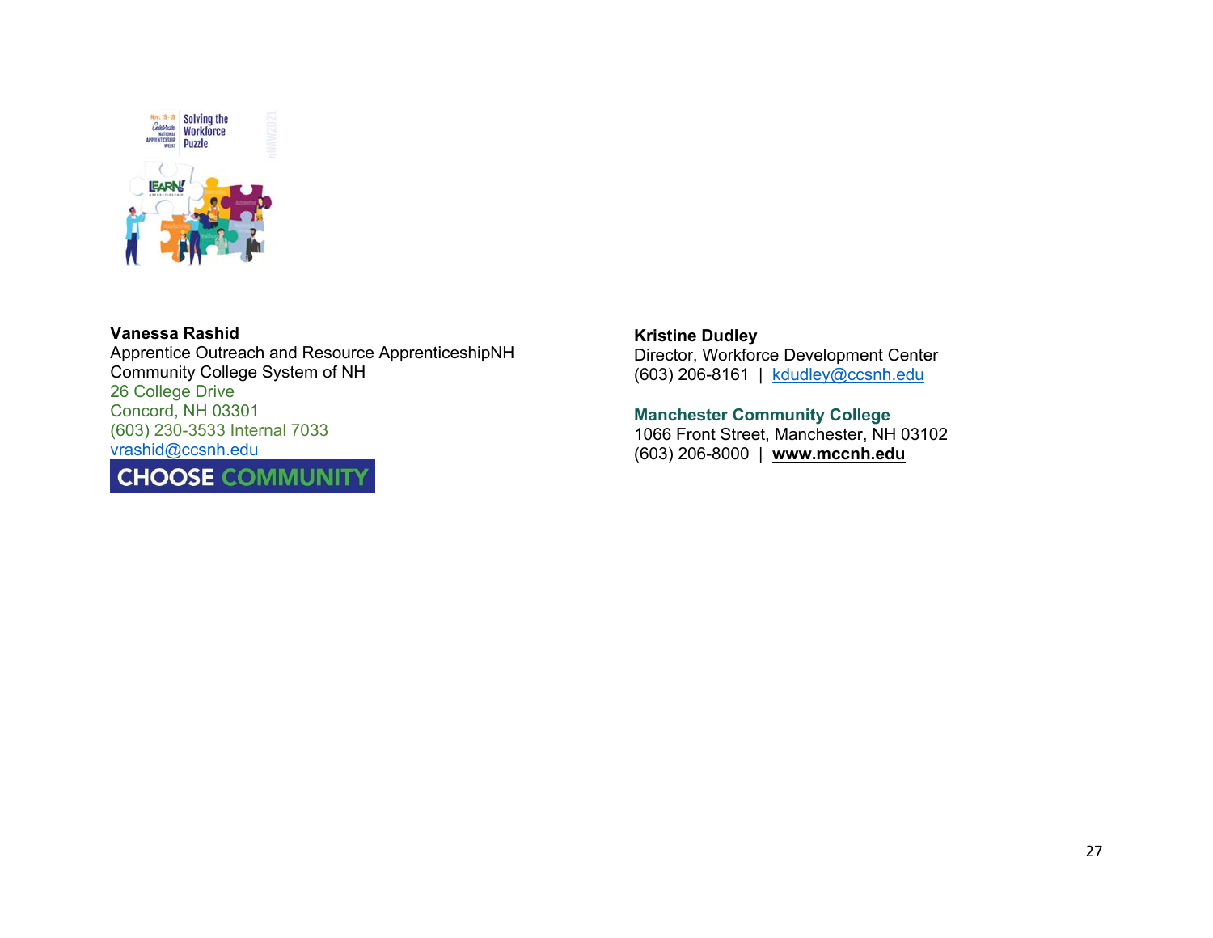**Vanessa Rashid**
Apprentice Outreach and Resource ApprenticeshipNH
Community College System of NH
26 College Drive
Concord, NH 03301
(603) 230-3533 Internal 7033
vrashid@ccsnh.edu

CHOOSE COMMUNITY

**Kristine Dudley**
Director, Workforce Development Center
(603) 206-8161 | kdudley@ccsnh.edu

**Manchester Community College**
1066 Front Street, Manchester, NH 03102
(603) 206-8000 | **www.mccnh.edu**